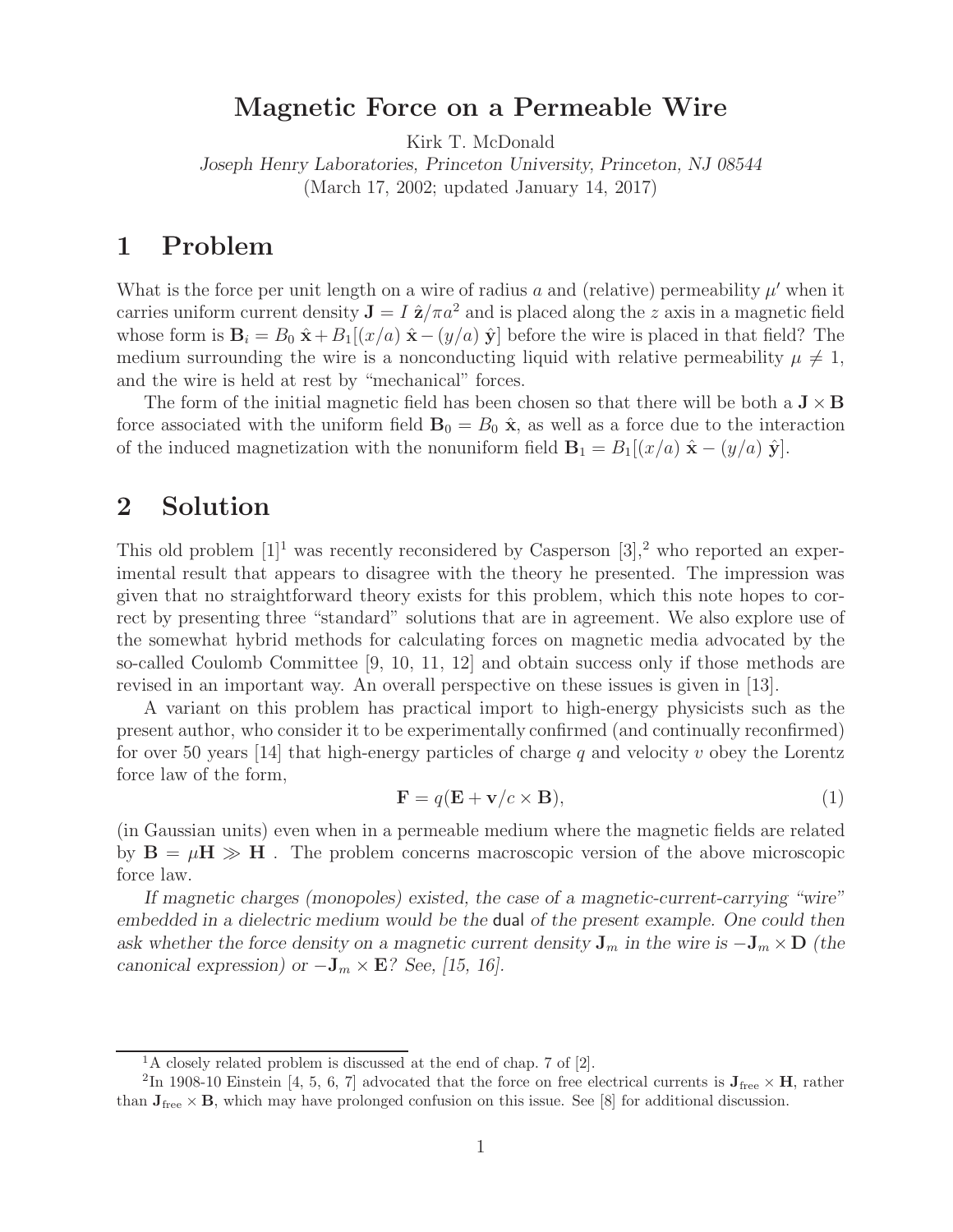# Magnetic Force on a Permeable Wire

Kirk T. McDonald

*Joseph Henry Laboratories, Princeton University, Princeton, NJ 08544*

(March 17, 2002; updated January 14, 2017)

## 1 Problem

What is the force per unit length on a wire of radius $a$ and (relative) permeability $\mu'$ when it carries uniform current density $\mathbf{J} = I\,\hat{\mathbf{z}}/\pi a^2$ and is placed along the $z$ axis in a magnetic field whose form is $\mathbf{B}_i = B_0\,\hat{\mathbf{x}} + B_1[(x/a)\,\hat{\mathbf{x}} - (y/a)\,\hat{\mathbf{y}}]$ before the wire is placed in that field? The medium surrounding the wire is a nonconducting liquid with relative permeability $\mu \neq 1$, and the wire is held at rest by "mechanical" forces.

The form of the initial magnetic field has been chosen so that there will be both a $\mathbf{J} \times \mathbf{B}$ force associated with the uniform field $\mathbf{B}_0 = B_0\,\hat{\mathbf{x}}$, as well as a force due to the interaction of the induced magnetization with the nonuniform field $\mathbf{B}_1 = B_1[(x/a)\,\hat{\mathbf{x}} - (y/a)\,\hat{\mathbf{y}}]$.

## 2 Solution

This old problem [1][1] was recently reconsidered by Casperson [3],[2] who reported an experimental result that appears to disagree with the theory he presented. The impression was given that no straightforward theory exists for this problem, which this note hopes to correct by presenting three "standard" solutions that are in agreement. We also explore use of the somewhat hybrid methods for calculating forces on magnetic media advocated by the so-called Coulomb Committee [9, 10, 11, 12] and obtain success only if those methods are revised in an important way. An overall perspective on these issues is given in [13].

A variant on this problem has practical import to high-energy physicists such as the present author, who consider it to be experimentally confirmed (and continually reconfirmed) for over 50 years [14] that high-energy particles of charge $q$ and velocity $v$ obey the Lorentz force law of the form,

$$\mathbf{F} = q(\mathbf{E} + \mathbf{v}/c \times \mathbf{B}), \tag{1}$$

(in Gaussian units) even when in a permeable medium where the magnetic fields are related by $\mathbf{B} = \mu\mathbf{H} \gg \mathbf{H}$ . The problem concerns macroscopic version of the above microscopic force law.

*If magnetic charges (monopoles) existed, the case of a magnetic-current-carrying "wire" embedded in a dielectric medium would be the* dual *of the present example. One could then ask whether the force density on a magnetic current density $\mathbf{J}_m$ in the wire is $-\mathbf{J}_m \times \mathbf{D}$ (the canonical expression) or $-\mathbf{J}_m \times \mathbf{E}$? See, [15, 16].*

---

[1] A closely related problem is discussed at the end of chap. 7 of [2].

[2] In 1908-10 Einstein [4, 5, 6, 7] advocated that the force on free electrical currents is $\mathbf{J}_{\text{free}} \times \mathbf{H}$, rather than $\mathbf{J}_{\text{free}} \times \mathbf{B}$, which may have prolonged confusion on this issue. See [8] for additional discussion.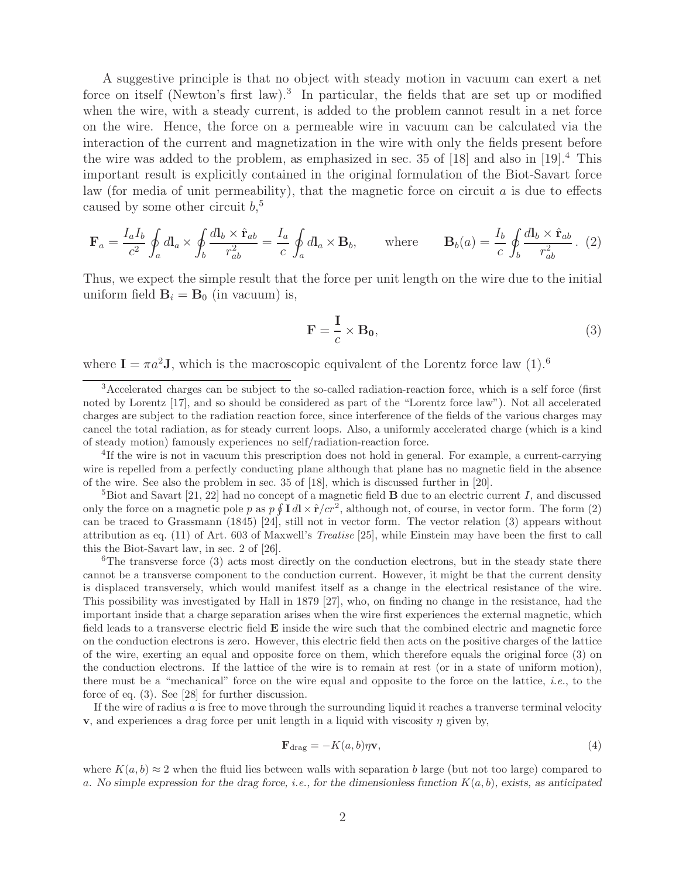A suggestive principle is that no object with steady motion in vacuum can exert a net force on itself (Newton's first law).[3] In particular, the fields that are set up or modified when the wire, with a steady current, is added to the problem cannot result in a net force on the wire. Hence, the force on a permeable wire in vacuum can be calculated via the interaction of the current and magnetization in the wire with only the fields present before the wire was added to the problem, as emphasized in sec. 35 of [18] and also in [19].[4] This important result is explicitly contained in the original formulation of the Biot-Savart force law (for media of unit permeability), that the magnetic force on circuit $a$ is due to effects caused by some other circuit $b$,[5]

$$
\mathbf{F}_a = \frac{I_a I_b}{c^2} \oint_a d\mathbf{l}_a \times \oint_b \frac{d\mathbf{l}_b \times \hat{\mathbf{r}}_{ab}}{r_{ab}^2} = \frac{I_a}{c} \oint_a d\mathbf{l}_a \times \mathbf{B}_b, \qquad \text{where} \qquad \mathbf{B}_b(a) = \frac{I_b}{c} \oint_b \frac{d\mathbf{l}_b \times \hat{\mathbf{r}}_{ab}}{r_{ab}^2}. \quad (2)
$$

Thus, we expect the simple result that the force per unit length on the wire due to the initial uniform field $\mathbf{B}_i = \mathbf{B}_0$ (in vacuum) is,

$$
\mathbf{F} = \frac{\mathbf{I}}{c} \times \mathbf{B_0}, \qquad (3)
$$

where $\mathbf{I} = \pi a^2 \mathbf{J}$, which is the macroscopic equivalent of the Lorentz force law (1).[6]

---

[3] Accelerated charges can be subject to the so-called radiation-reaction force, which is a self force (first noted by Lorentz [17], and so should be considered as part of the "Lorentz force law"). Not all accelerated charges are subject to the radiation reaction force, since interference of the fields of the various charges may cancel the total radiation, as for steady current loops. Also, a uniformly accelerated charge (which is a kind of steady motion) famously experiences no self/radiation-reaction force.

[4] If the wire is not in vacuum this prescription does not hold in general. For example, a current-carrying wire is repelled from a perfectly conducting plane although that plane has no magnetic field in the absence of the wire. See also the problem in sec. 35 of [18], which is discussed further in [20].

[5] Biot and Savart [21, 22] had no concept of a magnetic field $\mathbf{B}$ due to an electric current $I$, and discussed only the force on a magnetic pole $p$ as $p \oint \mathbf{I}\, d\mathbf{l} \times \hat{\mathbf{r}}/cr^2$, although not, of course, in vector form. The form (2) can be traced to Grassmann (1845) [24], still not in vector form. The vector relation (3) appears without attribution as eq. (11) of Art. 603 of Maxwell's *Treatise* [25], while Einstein may have been the first to call this the Biot-Savart law, in sec. 2 of [26].

[6] The transverse force (3) acts most directly on the conduction electrons, but in the steady state there cannot be a transverse component to the conduction current. However, it might be that the current density is displaced transversely, which would manifest itself as a change in the electrical resistance of the wire. This possibility was investigated by Hall in 1879 [27], who, on finding no change in the resistance, had the important inside that a charge separation arises when the wire first experiences the external magnetic, which field leads to a transverse electric field $\mathbf{E}$ inside the wire such that the combined electric and magnetic force on the conduction electrons is zero. However, this electric field then acts on the positive charges of the lattice of the wire, exerting an equal and opposite force on them, which therefore equals the original force (3) on the conduction electrons. If the lattice of the wire is to remain at rest (or in a state of uniform motion), there must be a "mechanical" force on the wire equal and opposite to the force on the lattice, *i.e.*, to the force of eq. (3). See [28] for further discussion.

If the wire of radius $a$ is free to move through the surrounding liquid it reaches a tranverse terminal velocity $\mathbf{v}$, and experiences a drag force per unit length in a liquid with viscosity $\eta$ given by,

$$
\mathbf{F}_{\rm drag} = -K(a, b)\eta \mathbf{v}, \qquad (4)
$$

where $K(a, b) \approx 2$ when the fluid lies between walls with separation $b$ large (but not too large) compared to $a$. *No simple expression for the drag force, i.e., for the dimensionless function $K(a, b)$, exists, as anticipated*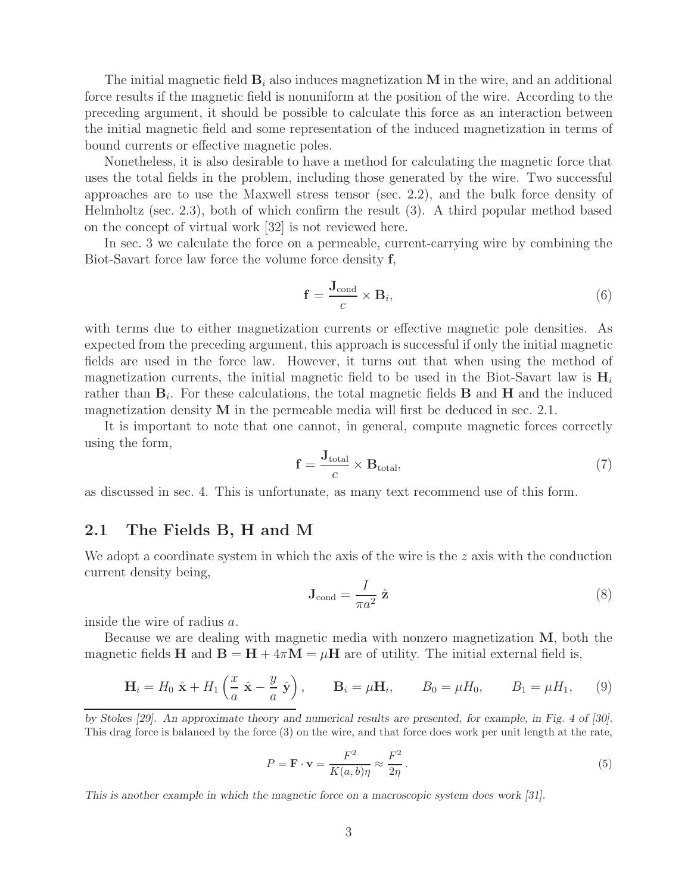The initial magnetic field $\mathbf{B}_i$ also induces magnetization $\mathbf{M}$ in the wire, and an additional force results if the magnetic field is nonuniform at the position of the wire. According to the preceding argument, it should be possible to calculate this force as an interaction between the initial magnetic field and some representation of the induced magnetization in terms of bound currents or effective magnetic poles.

Nonetheless, it is also desirable to have a method for calculating the magnetic force that uses the total fields in the problem, including those generated by the wire. Two successful approaches are to use the Maxwell stress tensor (sec. 2.2), and the bulk force density of Helmholtz (sec. 2.3), both of which confirm the result (3). A third popular method based on the concept of virtual work [32] is not reviewed here.

In sec. 3 we calculate the force on a permeable, current-carrying wire by combining the Biot-Savart force law force the volume force density $\mathbf{f}$,

$$\mathbf{f} = \frac{\mathbf{J}_{\rm cond}}{c} \times \mathbf{B}_i, \tag{6}$$

with terms due to either magnetization currents or effective magnetic pole densities. As expected from the preceding argument, this approach is successful if only the initial magnetic fields are used in the force law. However, it turns out that when using the method of magnetization currents, the initial magnetic field to be used in the Biot-Savart law is $\mathbf{H}_i$ rather than $\mathbf{B}_i$. For these calculations, the total magnetic fields $\mathbf{B}$ and $\mathbf{H}$ and the induced magnetization density $\mathbf{M}$ in the permeable media will first be deduced in sec. 2.1.

It is important to note that one cannot, in general, compute magnetic forces correctly using the form,

$$\mathbf{f} = \frac{\mathbf{J}_{\rm total}}{c} \times \mathbf{B}_{\rm total}, \tag{7}$$

as discussed in sec. 4. This is unfortunate, as many text recommend use of this form.

## 2.1 The Fields B, H and M

We adopt a coordinate system in which the axis of the wire is the $z$ axis with the conduction current density being,

$$\mathbf{J}_{\rm cond} = \frac{I}{\pi a^2}\,\hat{\mathbf{z}} \tag{8}$$

inside the wire of radius $a$.

Because we are dealing with magnetic media with nonzero magnetization $\mathbf{M}$, both the magnetic fields $\mathbf{H}$ and $\mathbf{B} = \mathbf{H} + 4\pi\mathbf{M} = \mu\mathbf{H}$ are of utility. The initial external field is,

$$\mathbf{H}_i = H_0\,\hat{\mathbf{x}} + H_1\left(\frac{x}{a}\,\hat{\mathbf{x}} - \frac{y}{a}\,\hat{\mathbf{y}}\right), \qquad \mathbf{B}_i = \mu\mathbf{H}_i, \qquad B_0 = \mu H_0, \qquad B_1 = \mu H_1, \tag{9}$$

---

*by Stokes [29]. An approximate theory and numerical results are presented, for example, in Fig. 4 of [30].* This drag force is balanced by the force (3) on the wire, and that force does work per unit length at the rate,

$$P = \mathbf{F}\cdot\mathbf{v} = \frac{F^2}{K(a,b)\eta} \approx \frac{F^2}{2\eta}\,. \tag{5}$$

*This is another example in which the magnetic force on a macroscopic system does work [31].*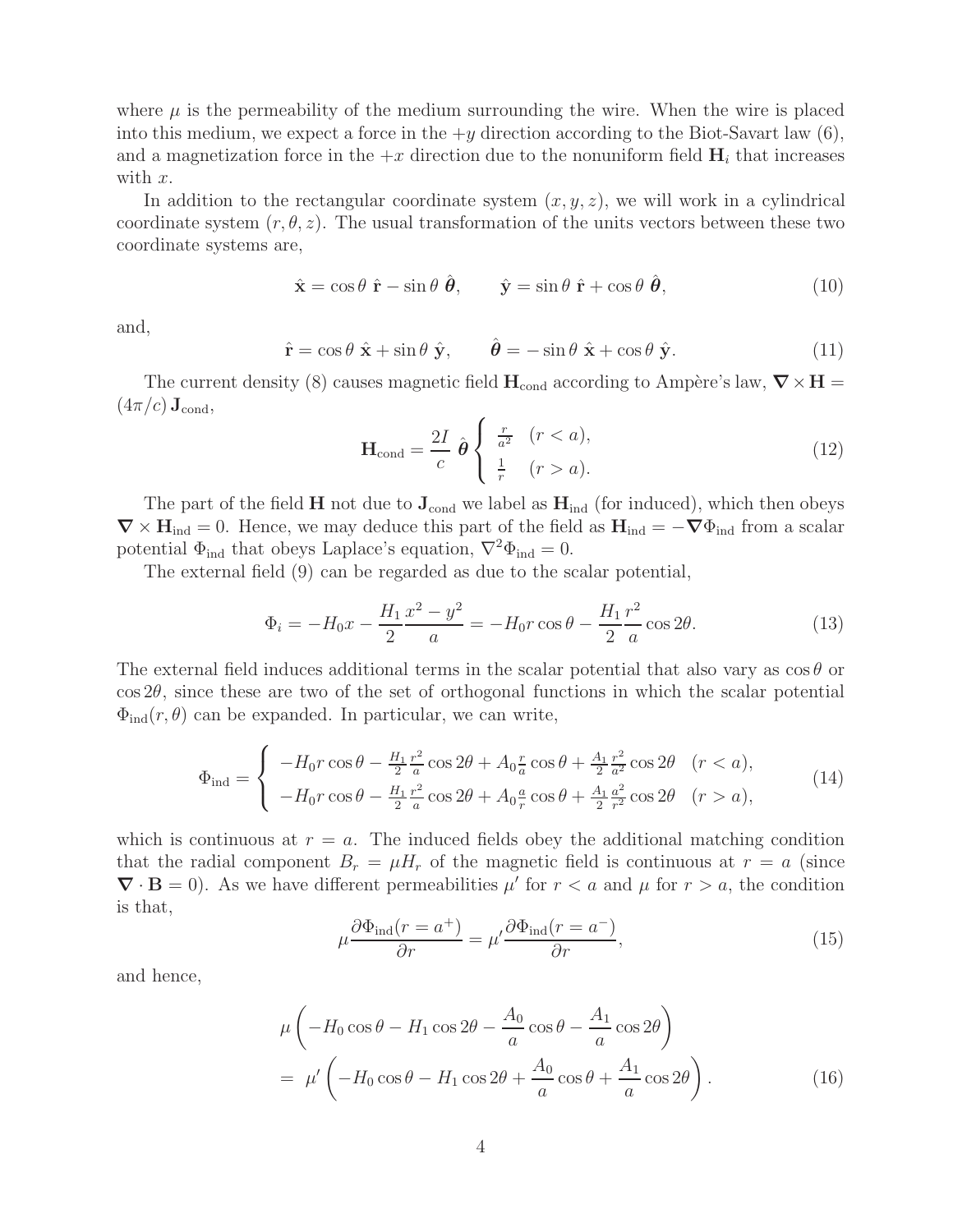where $\mu$ is the permeability of the medium surrounding the wire. When the wire is placed into this medium, we expect a force in the $+y$ direction according to the Biot-Savart law (6), and a magnetization force in the $+x$ direction due to the nonuniform field $\mathbf{H}_i$ that increases with $x$.

In addition to the rectangular coordinate system $(x, y, z)$, we will work in a cylindrical coordinate system $(r, \theta, z)$. The usual transformation of the units vectors between these two coordinate systems are,

$$
\hat{\mathbf{x}} = \cos\theta\ \hat{\mathbf{r}} - \sin\theta\ \hat{\boldsymbol{\theta}}, \qquad \hat{\mathbf{y}} = \sin\theta\ \hat{\mathbf{r}} + \cos\theta\ \hat{\boldsymbol{\theta}}, \tag{10}
$$

and,

$$
\hat{\mathbf{r}} = \cos\theta\ \hat{\mathbf{x}} + \sin\theta\ \hat{\mathbf{y}}, \qquad \hat{\boldsymbol{\theta}} = -\sin\theta\ \hat{\mathbf{x}} + \cos\theta\ \hat{\mathbf{y}}. \tag{11}
$$

The current density (8) causes magnetic field $\mathbf{H}_{\rm cond}$ according to Ampère's law, $\boldsymbol{\nabla} \times \mathbf{H} = (4\pi/c)\,\mathbf{J}_{\rm cond}$,

$$
\mathbf{H}_{\rm cond} = \frac{2I}{c}\ \hat{\boldsymbol{\theta}} \begin{cases} \frac{r}{a^2} & (r < a), \\ \frac{1}{r} & (r > a). \end{cases} \tag{12}
$$

The part of the field $\mathbf{H}$ not due to $\mathbf{J}_{\rm cond}$ we label as $\mathbf{H}_{\rm ind}$ (for induced), which then obeys $\boldsymbol{\nabla} \times \mathbf{H}_{\rm ind} = 0$. Hence, we may deduce this part of the field as $\mathbf{H}_{\rm ind} = -\boldsymbol{\nabla}\Phi_{\rm ind}$ from a scalar potential $\Phi_{\rm ind}$ that obeys Laplace's equation, $\nabla^2\Phi_{\rm ind} = 0$.

The external field (9) can be regarded as due to the scalar potential,

$$
\Phi_i = -H_0 x - \frac{H_1}{2}\frac{x^2 - y^2}{a} = -H_0 r\cos\theta - \frac{H_1}{2}\frac{r^2}{a}\cos 2\theta. \tag{13}
$$

The external field induces additional terms in the scalar potential that also vary as $\cos\theta$ or $\cos 2\theta$, since these are two of the set of orthogonal functions in which the scalar potential $\Phi_{\rm ind}(r, \theta)$ can be expanded. In particular, we can write,

$$
\Phi_{\rm ind} = \begin{cases} -H_0 r\cos\theta - \frac{H_1}{2}\frac{r^2}{a}\cos 2\theta + A_0\frac{r}{a}\cos\theta + \frac{A_1}{2}\frac{r^2}{a^2}\cos 2\theta & (r < a), \\ -H_0 r\cos\theta - \frac{H_1}{2}\frac{r^2}{a}\cos 2\theta + A_0\frac{a}{r}\cos\theta + \frac{A_1}{2}\frac{a^2}{r^2}\cos 2\theta & (r > a), \end{cases} \tag{14}
$$

which is continuous at $r = a$. The induced fields obey the additional matching condition that the radial component $B_r = \mu H_r$ of the magnetic field is continuous at $r = a$ (since $\boldsymbol{\nabla} \cdot \mathbf{B} = 0$). As we have different permeabilities $\mu'$ for $r < a$ and $\mu$ for $r > a$, the condition is that,

$$
\mu\frac{\partial\Phi_{\rm ind}(r = a^+)}{\partial r} = \mu'\frac{\partial\Phi_{\rm ind}(r = a^-)}{\partial r}, \tag{15}
$$

and hence,

$$
\begin{aligned}
&\mu\left(-H_0\cos\theta - H_1\cos 2\theta - \frac{A_0}{a}\cos\theta - \frac{A_1}{a}\cos 2\theta\right) \\
&= \ \mu'\left(-H_0\cos\theta - H_1\cos 2\theta + \frac{A_0}{a}\cos\theta + \frac{A_1}{a}\cos 2\theta\right).
\end{aligned} \tag{16}
$$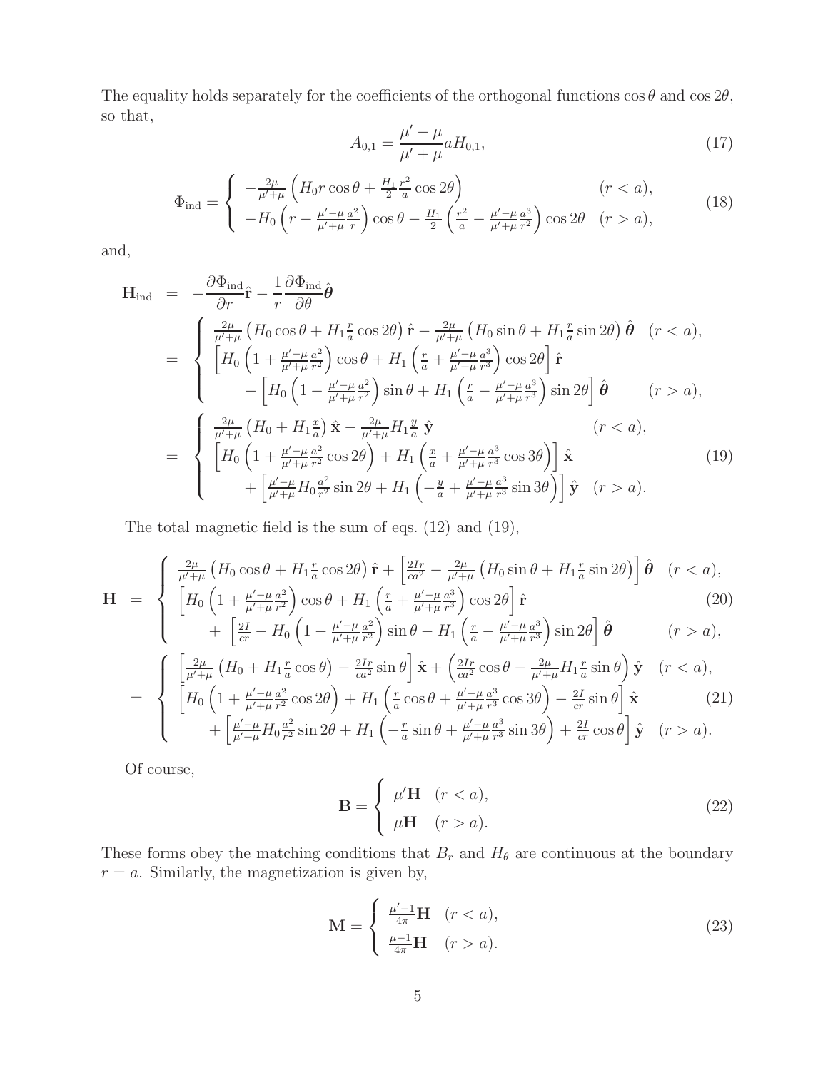The equality holds separately for the coefficients of the orthogonal functions $\cos\theta$ and $\cos 2\theta$, so that,

$$A_{0,1} = \frac{\mu' - \mu}{\mu' + \mu} a H_{0,1}, \tag{17}$$

$$\Phi_{\rm ind} = \left\{ \begin{array}{ll} -\frac{2\mu}{\mu'+\mu}\left(H_0 r\cos\theta + \frac{H_1}{2}\frac{r^2}{a}\cos 2\theta\right) & (r < a), \\ -H_0\left(r - \frac{\mu'-\mu}{\mu'+\mu}\frac{a^2}{r}\right)\cos\theta - \frac{H_1}{2}\left(\frac{r^2}{a} - \frac{\mu'-\mu}{\mu'+\mu}\frac{a^3}{r^2}\right)\cos 2\theta & (r > a), \end{array} \right. \tag{18}$$

and,

$$\begin{aligned} \mathbf{H}_{\rm ind} &= -\frac{\partial \Phi_{\rm ind}}{\partial r}\hat{\mathbf{r}} - \frac{1}{r}\frac{\partial \Phi_{\rm ind}}{\partial \theta}\hat{\boldsymbol{\theta}} \\ &= \left\{ \begin{array}{ll} \frac{2\mu}{\mu'+\mu}\left(H_0\cos\theta + H_1\frac{r}{a}\cos 2\theta\right)\hat{\mathbf{r}} - \frac{2\mu}{\mu'+\mu}\left(H_0\sin\theta + H_1\frac{r}{a}\sin 2\theta\right)\hat{\boldsymbol{\theta}} & (r < a), \\ \left[H_0\left(1 + \frac{\mu'-\mu}{\mu'+\mu}\frac{a^2}{r^2}\right)\cos\theta + H_1\left(\frac{r}{a} + \frac{\mu'-\mu}{\mu'+\mu}\frac{a^3}{r^3}\right)\cos 2\theta\right]\hat{\mathbf{r}} & \\ \quad - \left[H_0\left(1 - \frac{\mu'-\mu}{\mu'+\mu}\frac{a^2}{r^2}\right)\sin\theta + H_1\left(\frac{r}{a} - \frac{\mu'-\mu}{\mu'+\mu}\frac{a^3}{r^3}\right)\sin 2\theta\right]\hat{\boldsymbol{\theta}} & (r > a), \end{array} \right. \\ &= \left\{ \begin{array}{ll} \frac{2\mu}{\mu'+\mu}\left(H_0 + H_1\frac{x}{a}\right)\hat{\mathbf{x}} - \frac{2\mu}{\mu'+\mu}H_1\frac{y}{a}\,\hat{\mathbf{y}} & (r < a), \\ \left[H_0\left(1 + \frac{\mu'-\mu}{\mu'+\mu}\frac{a^2}{r^2}\cos 2\theta\right) + H_1\left(\frac{x}{a} + \frac{\mu'-\mu}{\mu'+\mu}\frac{a^3}{r^3}\cos 3\theta\right)\right]\hat{\mathbf{x}} & \\ \quad + \left[\frac{\mu'-\mu}{\mu'+\mu}H_0\frac{a^2}{r^2}\sin 2\theta + H_1\left(-\frac{y}{a} + \frac{\mu'-\mu}{\mu'+\mu}\frac{a^3}{r^3}\sin 3\theta\right)\right]\hat{\mathbf{y}} & (r > a). \end{array} \right. \end{aligned} \tag{19}$$

The total magnetic field is the sum of eqs. (12) and (19),

$$\begin{aligned} \mathbf{H} &= \left\{ \begin{array}{ll} \frac{2\mu}{\mu'+\mu}\left(H_0\cos\theta + H_1\frac{r}{a}\cos 2\theta\right)\hat{\mathbf{r}} + \left[\frac{2Ir}{ca^2} - \frac{2\mu}{\mu'+\mu}\left(H_0\sin\theta + H_1\frac{r}{a}\sin 2\theta\right)\right]\hat{\boldsymbol{\theta}} & (r < a), \\ \left[H_0\left(1 + \frac{\mu'-\mu}{\mu'+\mu}\frac{a^2}{r^2}\right)\cos\theta + H_1\left(\frac{r}{a} + \frac{\mu'-\mu}{\mu'+\mu}\frac{a^3}{r^3}\right)\cos 2\theta\right]\hat{\mathbf{r}} & \\ \quad + \left[\frac{2I}{cr} - H_0\left(1 - \frac{\mu'-\mu}{\mu'+\mu}\frac{a^2}{r^2}\right)\sin\theta - H_1\left(\frac{r}{a} - \frac{\mu'-\mu}{\mu'+\mu}\frac{a^3}{r^3}\right)\sin 2\theta\right]\hat{\boldsymbol{\theta}} & (r > a), \end{array} \right. \quad (20) \\ &= \left\{ \begin{array}{ll} \left[\frac{2\mu}{\mu'+\mu}\left(H_0 + H_1\frac{r}{a}\cos\theta\right) - \frac{2Ir}{ca^2}\sin\theta\right]\hat{\mathbf{x}} + \left(\frac{2Ir}{ca^2}\cos\theta - \frac{2\mu}{\mu'+\mu}H_1\frac{r}{a}\sin\theta\right)\hat{\mathbf{y}} & (r < a), \\ \left[H_0\left(1 + \frac{\mu'-\mu}{\mu'+\mu}\frac{a^2}{r^2}\cos 2\theta\right) + H_1\left(\frac{r}{a}\cos\theta + \frac{\mu'-\mu}{\mu'+\mu}\frac{a^3}{r^3}\cos 3\theta\right) - \frac{2I}{cr}\sin\theta\right]\hat{\mathbf{x}} & \\ \quad + \left[\frac{\mu'-\mu}{\mu'+\mu}H_0\frac{a^2}{r^2}\sin 2\theta + H_1\left(-\frac{r}{a}\sin\theta + \frac{\mu'-\mu}{\mu'+\mu}\frac{a^3}{r^3}\sin 3\theta\right) + \frac{2I}{cr}\cos\theta\right]\hat{\mathbf{y}} & (r > a). \end{array} \right. \quad (21) \end{aligned}$$

Of course,

$$\mathbf{B} = \left\{ \begin{array}{ll} \mu'\mathbf{H} & (r < a), \\ \mu\mathbf{H} & (r > a). \end{array} \right. \tag{22}$$

These forms obey the matching conditions that $B_r$ and $H_\theta$ are continuous at the boundary $r = a$. Similarly, the magnetization is given by,

$$\mathbf{M} = \left\{ \begin{array}{ll} \frac{\mu'-1}{4\pi}\mathbf{H} & (r < a), \\ \frac{\mu-1}{4\pi}\mathbf{H} & (r > a). \end{array} \right. \tag{23}$$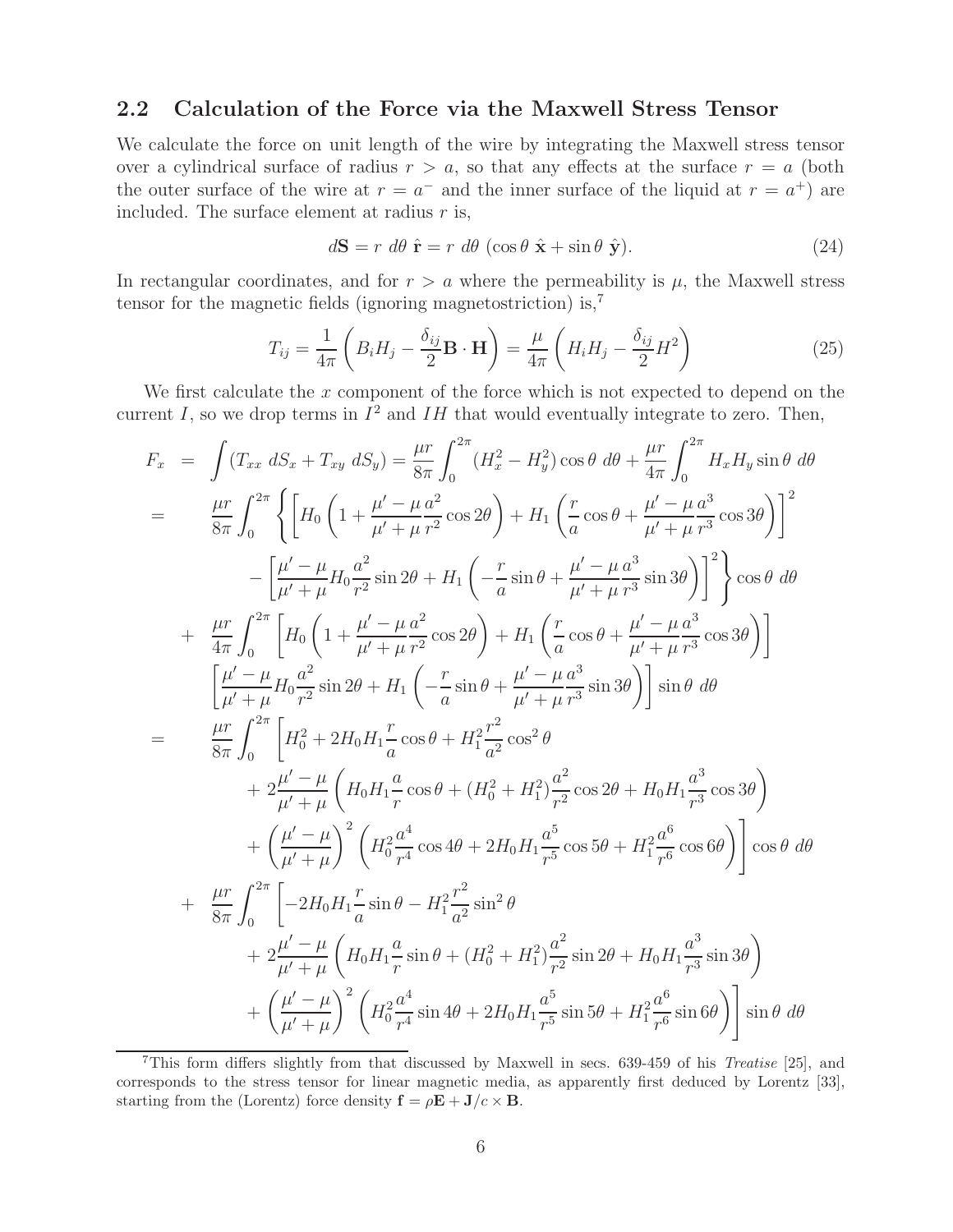## 2.2 Calculation of the Force via the Maxwell Stress Tensor

We calculate the force on unit length of the wire by integrating the Maxwell stress tensor over a cylindrical surface of radius $r > a$, so that any effects at the surface $r = a$ (both the outer surface of the wire at $r = a^-$ and the inner surface of the liquid at $r = a^+$) are included. The surface element at radius $r$ is,

$$d\mathbf{S} = r\ d\theta\ \hat{\mathbf{r}} = r\ d\theta\ (\cos\theta\ \hat{\mathbf{x}} + \sin\theta\ \hat{\mathbf{y}}). \tag{24}$$

In rectangular coordinates, and for $r > a$ where the permeability is $\mu$, the Maxwell stress tensor for the magnetic fields (ignoring magnetostriction) is,[7]

$$T_{ij} = \frac{1}{4\pi}\left(B_i H_j - \frac{\delta_{ij}}{2}\mathbf{B}\cdot\mathbf{H}\right) = \frac{\mu}{4\pi}\left(H_i H_j - \frac{\delta_{ij}}{2}H^2\right) \tag{25}$$

We first calculate the $x$ component of the force which is not expected to depend on the current $I$, so we drop terms in $I^2$ and $IH$ that would eventually integrate to zero. Then,

$$
\begin{aligned}
F_x &= \int (T_{xx}\ dS_x + T_{xy}\ dS_y) = \frac{\mu r}{8\pi}\int_0^{2\pi}(H_x^2 - H_y^2)\cos\theta\ d\theta + \frac{\mu r}{4\pi}\int_0^{2\pi} H_x H_y \sin\theta\ d\theta \\
&= \frac{\mu r}{8\pi}\int_0^{2\pi}\left\{\left[H_0\left(1 + \frac{\mu'-\mu}{\mu'+\mu}\frac{a^2}{r^2}\cos 2\theta\right) + H_1\left(\frac{r}{a}\cos\theta + \frac{\mu'-\mu}{\mu'+\mu}\frac{a^3}{r^3}\cos 3\theta\right)\right]^2\right. \\
&\qquad \left. - \left[\frac{\mu'-\mu}{\mu'+\mu}H_0\frac{a^2}{r^2}\sin 2\theta + H_1\left(-\frac{r}{a}\sin\theta + \frac{\mu'-\mu}{\mu'+\mu}\frac{a^3}{r^3}\sin 3\theta\right)\right]^2\right\}\cos\theta\ d\theta \\
&+ \frac{\mu r}{4\pi}\int_0^{2\pi}\left[H_0\left(1 + \frac{\mu'-\mu}{\mu'+\mu}\frac{a^2}{r^2}\cos 2\theta\right) + H_1\left(\frac{r}{a}\cos\theta + \frac{\mu'-\mu}{\mu'+\mu}\frac{a^3}{r^3}\cos 3\theta\right)\right] \\
&\qquad \left[\frac{\mu'-\mu}{\mu'+\mu}H_0\frac{a^2}{r^2}\sin 2\theta + H_1\left(-\frac{r}{a}\sin\theta + \frac{\mu'-\mu}{\mu'+\mu}\frac{a^3}{r^3}\sin 3\theta\right)\right]\sin\theta\ d\theta \\
&= \frac{\mu r}{8\pi}\int_0^{2\pi}\left[H_0^2 + 2H_0H_1\frac{r}{a}\cos\theta + H_1^2\frac{r^2}{a^2}\cos^2\theta\right. \\
&\qquad + 2\frac{\mu'-\mu}{\mu'+\mu}\left(H_0H_1\frac{a}{r}\cos\theta + (H_0^2 + H_1^2)\frac{a^2}{r^2}\cos 2\theta + H_0H_1\frac{a^3}{r^3}\cos 3\theta\right) \\
&\qquad \left. + \left(\frac{\mu'-\mu}{\mu'+\mu}\right)^2\left(H_0^2\frac{a^4}{r^4}\cos 4\theta + 2H_0H_1\frac{a^5}{r^5}\cos 5\theta + H_1^2\frac{a^6}{r^6}\cos 6\theta\right)\right]\cos\theta\ d\theta \\
&+ \frac{\mu r}{8\pi}\int_0^{2\pi}\left[-2H_0H_1\frac{r}{a}\sin\theta - H_1^2\frac{r^2}{a^2}\sin^2\theta\right. \\
&\qquad + 2\frac{\mu'-\mu}{\mu'+\mu}\left(H_0H_1\frac{a}{r}\sin\theta + (H_0^2 + H_1^2)\frac{a^2}{r^2}\sin 2\theta + H_0H_1\frac{a^3}{r^3}\sin 3\theta\right) \\
&\qquad \left. + \left(\frac{\mu'-\mu}{\mu'+\mu}\right)^2\left(H_0^2\frac{a^4}{r^4}\sin 4\theta + 2H_0H_1\frac{a^5}{r^5}\sin 5\theta + H_1^2\frac{a^6}{r^6}\sin 6\theta\right)\right]\sin\theta\ d\theta
\end{aligned}
$$

[7] This form differs slightly from that discussed by Maxwell in secs. 639-459 of his *Treatise* [25], and corresponds to the stress tensor for linear magnetic media, as apparently first deduced by Lorentz [33], starting from the (Lorentz) force density $\mathbf{f} = \rho\mathbf{E} + \mathbf{J}/c \times \mathbf{B}$.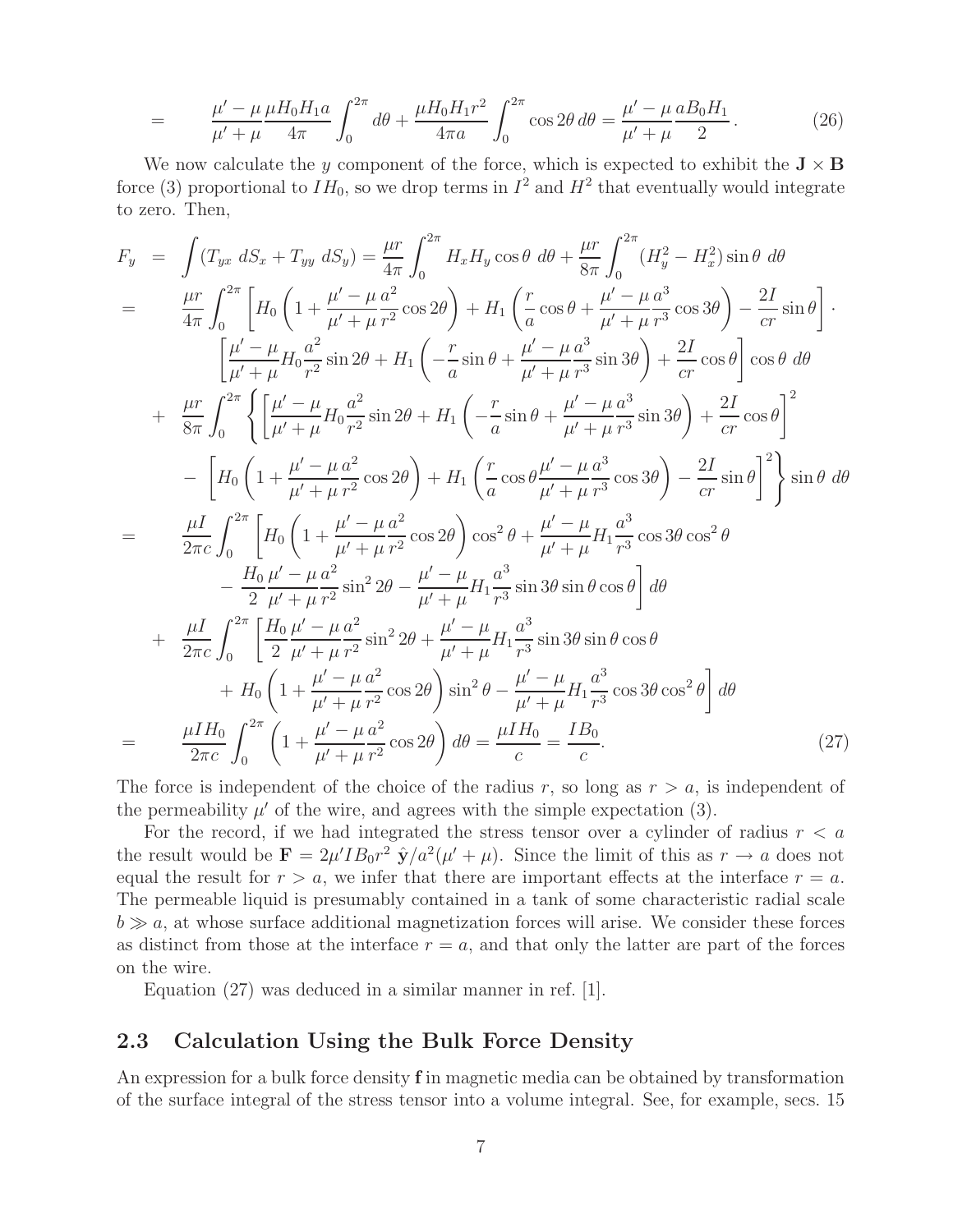$$
= \quad \frac{\mu' - \mu}{\mu' + \mu} \frac{\mu H_0 H_1 a}{4\pi} \int_0^{2\pi} d\theta + \frac{\mu H_0 H_1 r^2}{4\pi a} \int_0^{2\pi} \cos 2\theta \, d\theta = \frac{\mu' - \mu}{\mu' + \mu} \frac{a B_0 H_1}{2} . \tag{26}
$$

We now calculate the $y$ component of the force, which is expected to exhibit the $\mathbf{J} \times \mathbf{B}$ force (3) proportional to $IH_0$, so we drop terms in $I^2$ and $H^2$ that eventually would integrate to zero. Then,

$$
\begin{aligned}
F_y &= \int (T_{yx} \, dS_x + T_{yy} \, dS_y) = \frac{\mu r}{4\pi} \int_0^{2\pi} H_x H_y \cos\theta \, d\theta + \frac{\mu r}{8\pi} \int_0^{2\pi} (H_y^2 - H_x^2) \sin\theta \, d\theta \\
&= \frac{\mu r}{4\pi} \int_0^{2\pi} \left[ H_0 \left( 1 + \frac{\mu' - \mu}{\mu' + \mu} \frac{a^2}{r^2} \cos 2\theta \right) + H_1 \left( \frac{r}{a} \cos\theta + \frac{\mu' - \mu}{\mu' + \mu} \frac{a^3}{r^3} \cos 3\theta \right) - \frac{2I}{cr} \sin\theta \right] \cdot \\
&\qquad \left[ \frac{\mu' - \mu}{\mu' + \mu} H_0 \frac{a^2}{r^2} \sin 2\theta + H_1 \left( -\frac{r}{a} \sin\theta + \frac{\mu' - \mu}{\mu' + \mu} \frac{a^3}{r^3} \sin 3\theta \right) + \frac{2I}{cr} \cos\theta \right] \cos\theta \, d\theta \\
&+ \frac{\mu r}{8\pi} \int_0^{2\pi} \left\{ \left[ \frac{\mu' - \mu}{\mu' + \mu} H_0 \frac{a^2}{r^2} \sin 2\theta + H_1 \left( -\frac{r}{a} \sin\theta + \frac{\mu' - \mu}{\mu' + \mu} \frac{a^3}{r^3} \sin 3\theta \right) + \frac{2I}{cr} \cos\theta \right]^2 \right. \\
&\qquad \left. - \left[ H_0 \left( 1 + \frac{\mu' - \mu}{\mu' + \mu} \frac{a^2}{r^2} \cos 2\theta \right) + H_1 \left( \frac{r}{a} \cos\theta \frac{\mu' - \mu}{\mu' + \mu} \frac{a^3}{r^3} \cos 3\theta \right) - \frac{2I}{cr} \sin\theta \right]^2 \right\} \sin\theta \, d\theta \\
&= \frac{\mu I}{2\pi c} \int_0^{2\pi} \left[ H_0 \left( 1 + \frac{\mu' - \mu}{\mu' + \mu} \frac{a^2}{r^2} \cos 2\theta \right) \cos^2\theta + \frac{\mu' - \mu}{\mu' + \mu} H_1 \frac{a^3}{r^3} \cos 3\theta \cos^2\theta \right. \\
&\qquad \left. - \frac{H_0}{2} \frac{\mu' - \mu}{\mu' + \mu} \frac{a^2}{r^2} \sin^2 2\theta - \frac{\mu' - \mu}{\mu' + \mu} H_1 \frac{a^3}{r^3} \sin 3\theta \sin\theta \cos\theta \right] d\theta \\
&+ \frac{\mu I}{2\pi c} \int_0^{2\pi} \left[ \frac{H_0}{2} \frac{\mu' - \mu}{\mu' + \mu} \frac{a^2}{r^2} \sin^2 2\theta + \frac{\mu' - \mu}{\mu' + \mu} H_1 \frac{a^3}{r^3} \sin 3\theta \sin\theta \cos\theta \right. \\
&\qquad \left. + H_0 \left( 1 + \frac{\mu' - \mu}{\mu' + \mu} \frac{a^2}{r^2} \cos 2\theta \right) \sin^2\theta - \frac{\mu' - \mu}{\mu' + \mu} H_1 \frac{a^3}{r^3} \cos 3\theta \cos^2\theta \right] d\theta \\
&= \frac{\mu I H_0}{2\pi c} \int_0^{2\pi} \left( 1 + \frac{\mu' - \mu}{\mu' + \mu} \frac{a^2}{r^2} \cos 2\theta \right) d\theta = \frac{\mu I H_0}{c} = \frac{I B_0}{c}.
\end{aligned} \tag{27}
$$

The force is independent of the choice of the radius $r$, so long as $r > a$, is independent of the permeability $\mu'$ of the wire, and agrees with the simple expectation (3).

For the record, if we had integrated the stress tensor over a cylinder of radius $r < a$ the result would be $\mathbf{F} = 2\mu' I B_0 r^2 \, \hat{\mathbf{y}} / a^2(\mu' + \mu)$. Since the limit of this as $r \to a$ does not equal the result for $r > a$, we infer that there are important effects at the interface $r = a$. The permeable liquid is presumably contained in a tank of some characteristic radial scale $b \gg a$, at whose surface additional magnetization forces will arise. We consider these forces as distinct from those at the interface $r = a$, and that only the latter are part of the forces on the wire.

Equation (27) was deduced in a similar manner in ref. [1].

## 2.3 Calculation Using the Bulk Force Density

An expression for a bulk force density $\mathbf{f}$ in magnetic media can be obtained by transformation of the surface integral of the stress tensor into a volume integral. See, for example, secs. 15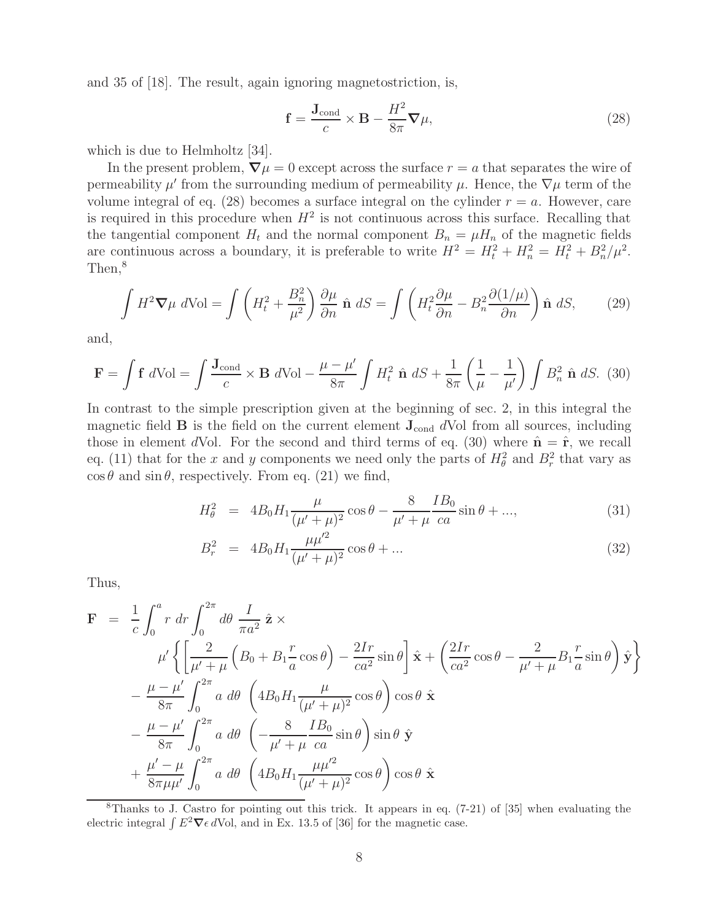and 35 of [18]. The result, again ignoring magnetostriction, is,

$$\mathbf{f} = \frac{\mathbf{J}_{\rm cond}}{c} \times \mathbf{B} - \frac{H^2}{8\pi} \boldsymbol{\nabla}\mu, \tag{28}$$

which is due to Helmholtz [34].

In the present problem, $\boldsymbol{\nabla}\mu = 0$ except across the surface $r = a$ that separates the wire of permeability $\mu'$ from the surrounding medium of permeability $\mu$. Hence, the $\nabla\mu$ term of the volume integral of eq. (28) becomes a surface integral on the cylinder $r = a$. However, care is required in this procedure when $H^2$ is not continuous across this surface. Recalling that the tangential component $H_t$ and the normal component $B_n = \mu H_n$ of the magnetic fields are continuous across a boundary, it is preferable to write $H^2 = H_t^2 + H_n^2 = H_t^2 + B_n^2/\mu^2$. Then,[8]

$$\int H^2 \boldsymbol{\nabla}\mu \; d{\rm Vol} = \int \left( H_t^2 + \frac{B_n^2}{\mu^2} \right) \frac{\partial \mu}{\partial n} \; \hat{\mathbf{n}} \; dS = \int \left( H_t^2 \frac{\partial \mu}{\partial n} - B_n^2 \frac{\partial (1/\mu)}{\partial n} \right) \hat{\mathbf{n}} \; dS, \tag{29}$$

and,

$$\mathbf{F} = \int \mathbf{f} \; d{\rm Vol} = \int \frac{\mathbf{J}_{\rm cond}}{c} \times \mathbf{B} \; d{\rm Vol} - \frac{\mu - \mu'}{8\pi} \int H_t^2 \; \hat{\mathbf{n}} \; dS + \frac{1}{8\pi} \left( \frac{1}{\mu} - \frac{1}{\mu'} \right) \int B_n^2 \; \hat{\mathbf{n}} \; dS. \tag{30}$$

In contrast to the simple prescription given at the beginning of sec. 2, in this integral the magnetic field $\mathbf{B}$ is the field on the current element $\mathbf{J}_{\rm cond}\, d$Vol from all sources, including those in element $d$Vol. For the second and third terms of eq. (30) where $\hat{\mathbf{n}} = \hat{\mathbf{r}}$, we recall eq. (11) that for the $x$ and $y$ components we need only the parts of $H_\theta^2$ and $B_r^2$ that vary as $\cos\theta$ and $\sin\theta$, respectively. From eq. (21) we find,

$$H_\theta^2 = 4 B_0 H_1 \frac{\mu}{(\mu' + \mu)^2} \cos\theta - \frac{8}{\mu' + \mu} \frac{I B_0}{ca} \sin\theta + ..., \tag{31}$$

$$B_r^2 = 4 B_0 H_1 \frac{\mu \mu'^2}{(\mu' + \mu)^2} \cos\theta + ... \tag{32}$$

Thus,

$$\begin{aligned}
\mathbf{F} = \; & \frac{1}{c} \int_0^a r \; dr \int_0^{2\pi} d\theta \; \frac{I}{\pi a^2} \; \hat{\mathbf{z}} \times \\
& \mu' \left\{ \left[ \frac{2}{\mu' + \mu} \left( B_0 + B_1 \frac{r}{a} \cos\theta \right) - \frac{2 I r}{c a^2} \sin\theta \right] \hat{\mathbf{x}} + \left( \frac{2 I r}{c a^2} \cos\theta - \frac{2}{\mu' + \mu} B_1 \frac{r}{a} \sin\theta \right) \hat{\mathbf{y}} \right\} \\
& - \frac{\mu - \mu'}{8\pi} \int_0^{2\pi} a \; d\theta \; \left( 4 B_0 H_1 \frac{\mu}{(\mu' + \mu)^2} \cos\theta \right) \cos\theta \; \hat{\mathbf{x}} \\
& - \frac{\mu - \mu'}{8\pi} \int_0^{2\pi} a \; d\theta \; \left( - \frac{8}{\mu' + \mu} \frac{I B_0}{ca} \sin\theta \right) \sin\theta \; \hat{\mathbf{y}} \\
& + \frac{\mu' - \mu}{8\pi \mu \mu'} \int_0^{2\pi} a \; d\theta \; \left( 4 B_0 H_1 \frac{\mu \mu'^2}{(\mu' + \mu)^2} \cos\theta \right) \cos\theta \; \hat{\mathbf{x}}
\end{aligned}$$

[8] Thanks to J. Castro for pointing out this trick. It appears in eq. (7-21) of [35] when evaluating the electric integral $\int E^2 \boldsymbol{\nabla}\epsilon \, d$Vol, and in Ex. 13.5 of [36] for the magnetic case.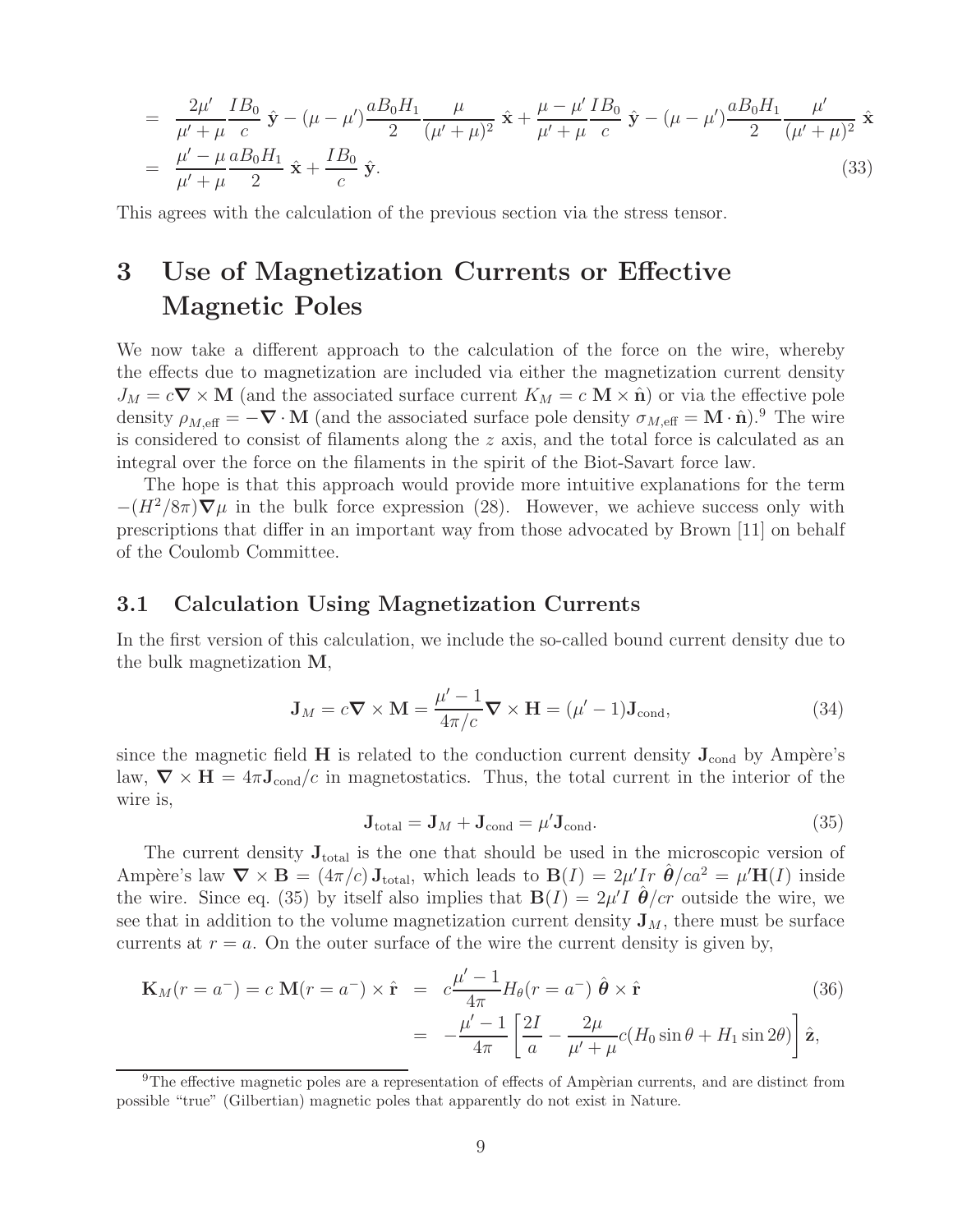$$
\begin{aligned}
&= \frac{2\mu'}{\mu'+\mu}\frac{IB_0}{c}\,\hat{\mathbf{y}} - (\mu-\mu')\frac{aB_0H_1}{2}\frac{\mu}{(\mu'+\mu)^2}\,\hat{\mathbf{x}} + \frac{\mu-\mu'}{\mu'+\mu}\frac{IB_0}{c}\,\hat{\mathbf{y}} - (\mu-\mu')\frac{aB_0H_1}{2}\frac{\mu'}{(\mu'+\mu)^2}\,\hat{\mathbf{x}} \\
&= \frac{\mu'-\mu}{\mu'+\mu}\frac{aB_0H_1}{2}\,\hat{\mathbf{x}} + \frac{IB_0}{c}\,\hat{\mathbf{y}}. \qquad (33)
\end{aligned}
$$

This agrees with the calculation of the previous section via the stress tensor.

# 3 Use of Magnetization Currents or Effective Magnetic Poles

We now take a different approach to the calculation of the force on the wire, whereby the effects due to magnetization are included via either the magnetization current density $J_M = c\boldsymbol{\nabla}\times\mathbf{M}$ (and the associated surface current $K_M = c\,\mathbf{M}\times\hat{\mathbf{n}}$) or via the effective pole density $\rho_{M,\text{eff}} = -\boldsymbol{\nabla}\cdot\mathbf{M}$ (and the associated surface pole density $\sigma_{M,\text{eff}} = \mathbf{M}\cdot\hat{\mathbf{n}}$).[9] The wire is considered to consist of filaments along the $z$ axis, and the total force is calculated as an integral over the force on the filaments in the spirit of the Biot-Savart force law.

The hope is that this approach would provide more intuitive explanations for the term $-(H^2/8\pi)\boldsymbol{\nabla}\mu$ in the bulk force expression (28). However, we achieve success only with prescriptions that differ in an important way from those advocated by Brown [11] on behalf of the Coulomb Committee.

## 3.1 Calculation Using Magnetization Currents

In the first version of this calculation, we include the so-called bound current density due to the bulk magnetization $\mathbf{M}$,

$$
\mathbf{J}_M = c\boldsymbol{\nabla}\times\mathbf{M} = \frac{\mu'-1}{4\pi/c}\boldsymbol{\nabla}\times\mathbf{H} = (\mu'-1)\mathbf{J}_{\text{cond}}, \qquad (34)
$$

since the magnetic field $\mathbf{H}$ is related to the conduction current density $\mathbf{J}_{\text{cond}}$ by Ampère's law, $\boldsymbol{\nabla}\times\mathbf{H} = 4\pi\mathbf{J}_{\text{cond}}/c$ in magnetostatics. Thus, the total current in the interior of the wire is,

$$
\mathbf{J}_{\text{total}} = \mathbf{J}_M + \mathbf{J}_{\text{cond}} = \mu'\mathbf{J}_{\text{cond}}. \qquad (35)
$$

The current density $\mathbf{J}_{\text{total}}$ is the one that should be used in the microscopic version of Ampère's law $\boldsymbol{\nabla}\times\mathbf{B} = (4\pi/c)\,\mathbf{J}_{\text{total}}$, which leads to $\mathbf{B}(I) = 2\mu' Ir\;\hat{\boldsymbol{\theta}}/ca^2 = \mu'\mathbf{H}(I)$ inside the wire. Since eq. (35) by itself also implies that $\mathbf{B}(I) = 2\mu' I\;\hat{\boldsymbol{\theta}}/cr$ outside the wire, we see that in addition to the volume magnetization current density $\mathbf{J}_M$, there must be surface currents at $r = a$. On the outer surface of the wire the current density is given by,

$$
\begin{aligned}
\mathbf{K}_M(r=a^-) = c\;\mathbf{M}(r=a^-)\times\hat{\mathbf{r}} &= c\frac{\mu'-1}{4\pi}H_\theta(r=a^-)\;\hat{\boldsymbol{\theta}}\times\hat{\mathbf{r}} \qquad (36)\\
&= -\frac{\mu'-1}{4\pi}\left[\frac{2I}{a} - \frac{2\mu}{\mu'+\mu}c(H_0\sin\theta + H_1\sin 2\theta)\right]\hat{\mathbf{z}},
\end{aligned}
$$

[9] The effective magnetic poles are a representation of effects of Ampèrian currents, and are distinct from possible "true" (Gilbertian) magnetic poles that apparently do not exist in Nature.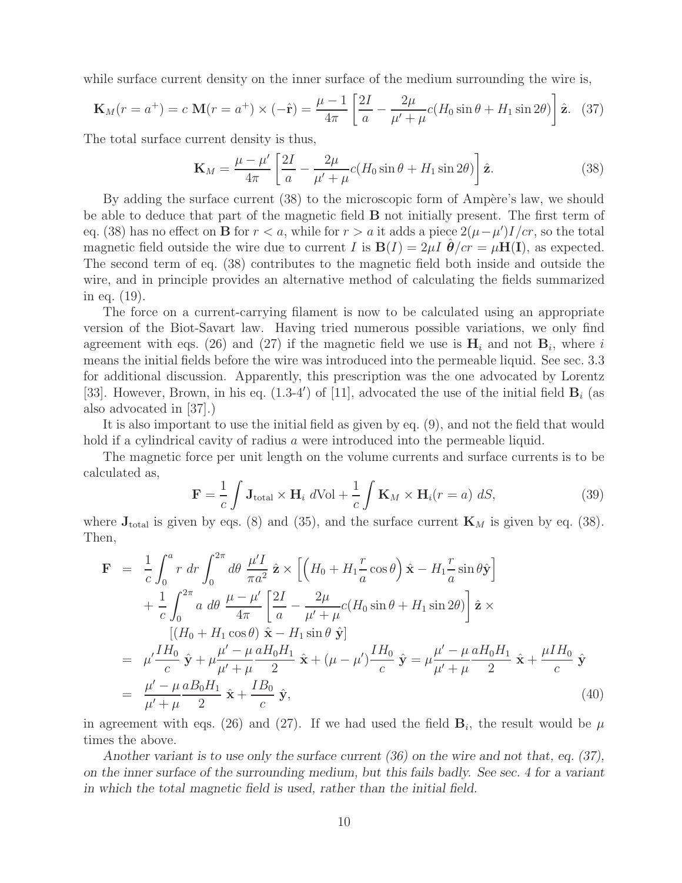while surface current density on the inner surface of the medium surrounding the wire is,

$$\mathbf{K}_M(r = a^+) = c\ \mathbf{M}(r = a^+) \times (-\hat{\mathbf{r}}) = \frac{\mu - 1}{4\pi} \left[ \frac{2I}{a} - \frac{2\mu}{\mu' + \mu} c(H_0 \sin\theta + H_1 \sin 2\theta) \right] \hat{\mathbf{z}}. \quad (37)$$

The total surface current density is thus,

$$\mathbf{K}_M = \frac{\mu - \mu'}{4\pi} \left[ \frac{2I}{a} - \frac{2\mu}{\mu' + \mu} c(H_0 \sin\theta + H_1 \sin 2\theta) \right] \hat{\mathbf{z}}. \quad (38)$$

By adding the surface current (38) to the microscopic form of Ampère's law, we should be able to deduce that part of the magnetic field $\mathbf{B}$ not initially present. The first term of eq. (38) has no effect on $\mathbf{B}$ for $r < a$, while for $r > a$ it adds a piece $2(\mu - \mu')I/cr$, so the total magnetic field outside the wire due to current $I$ is $\mathbf{B}(I) = 2\mu I\ \hat{\boldsymbol{\theta}}/cr = \mu\mathbf{H}(\mathbf{I})$, as expected. The second term of eq. (38) contributes to the magnetic field both inside and outside the wire, and in principle provides an alternative method of calculating the fields summarized in eq. (19).

The force on a current-carrying filament is now to be calculated using an appropriate version of the Biot-Savart law. Having tried numerous possible variations, we only find agreement with eqs. (26) and (27) if the magnetic field we use is $\mathbf{H}_i$ and not $\mathbf{B}_i$, where $i$ means the initial fields before the wire was introduced into the permeable liquid. See sec. 3.3 for additional discussion. Apparently, this prescription was the one advocated by Lorentz [33]. However, Brown, in his eq. (1.3-4′) of [11], advocated the use of the initial field $\mathbf{B}_i$ (as also advocated in [37].)

It is also important to use the initial field as given by eq. (9), and not the field that would hold if a cylindrical cavity of radius $a$ were introduced into the permeable liquid.

The magnetic force per unit length on the volume currents and surface currents is to be calculated as,

$$\mathbf{F} = \frac{1}{c} \int \mathbf{J}_{\rm total} \times \mathbf{H}_i\ d\mathrm{Vol} + \frac{1}{c} \int \mathbf{K}_M \times \mathbf{H}_i(r = a)\ dS, \quad (39)$$

where $\mathbf{J}_{\rm total}$ is given by eqs. (8) and (35), and the surface current $\mathbf{K}_M$ is given by eq. (38). Then,

$$\begin{aligned}
\mathbf{F} &= \frac{1}{c} \int_0^a r\ dr \int_0^{2\pi} d\theta\ \frac{\mu' I}{\pi a^2}\ \hat{\mathbf{z}} \times \left[ \left( H_0 + H_1 \frac{r}{a} \cos\theta \right) \hat{\mathbf{x}} - H_1 \frac{r}{a} \sin\theta \hat{\mathbf{y}} \right] \\
&\quad + \frac{1}{c} \int_0^{2\pi} a\ d\theta\ \frac{\mu - \mu'}{4\pi} \left[ \frac{2I}{a} - \frac{2\mu}{\mu' + \mu} c(H_0 \sin\theta + H_1 \sin 2\theta) \right] \hat{\mathbf{z}} \times \\
&\qquad [(H_0 + H_1 \cos\theta)\ \hat{\mathbf{x}} - H_1 \sin\theta\ \hat{\mathbf{y}}] \\
&= \mu' \frac{I H_0}{c}\ \hat{\mathbf{y}} + \mu \frac{\mu' - \mu}{\mu' + \mu} \frac{a H_0 H_1}{2}\ \hat{\mathbf{x}} + (\mu - \mu') \frac{I H_0}{c}\ \hat{\mathbf{y}} = \mu \frac{\mu' - \mu}{\mu' + \mu} \frac{a H_0 H_1}{2}\ \hat{\mathbf{x}} + \frac{\mu I H_0}{c}\ \hat{\mathbf{y}} \\
&= \frac{\mu' - \mu}{\mu' + \mu} \frac{a B_0 H_1}{2}\ \hat{\mathbf{x}} + \frac{I B_0}{c}\ \hat{\mathbf{y}},
\end{aligned} \quad (40)$$

in agreement with eqs. (26) and (27). If we had used the field $\mathbf{B}_i$, the result would be $\mu$ times the above.

*Another variant is to use only the surface current (36) on the wire and not that, eq. (37), on the inner surface of the surrounding medium, but this fails badly. See sec. 4 for a variant in which the total magnetic field is used, rather than the initial field.*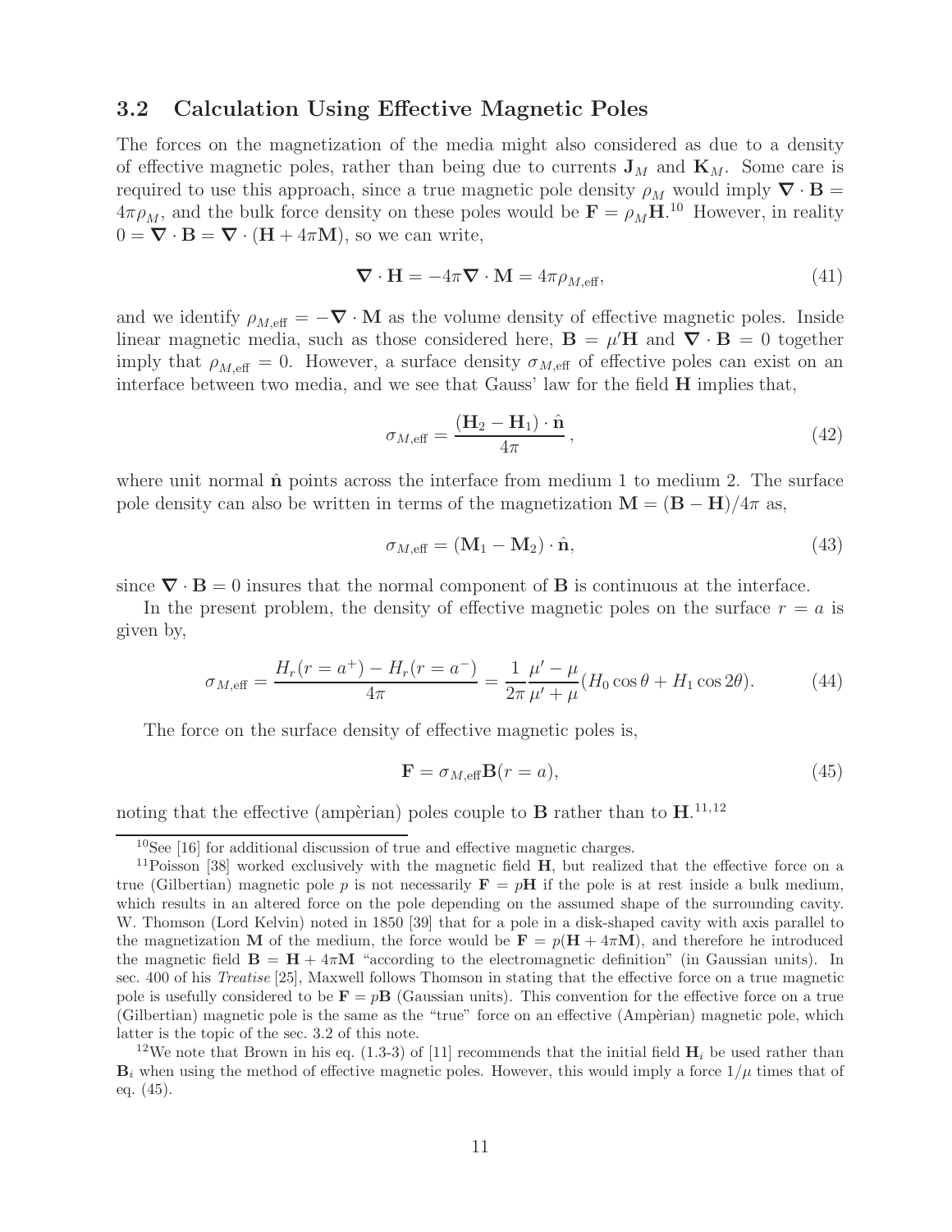### 3.2 Calculation Using Effective Magnetic Poles

The forces on the magnetization of the media might also considered as due to a density of effective magnetic poles, rather than being due to currents $\mathbf{J}_M$ and $\mathbf{K}_M$. Some care is required to use this approach, since a true magnetic pole density $\rho_M$ would imply $\boldsymbol{\nabla}\cdot\mathbf{B} = 4\pi\rho_M$, and the bulk force density on these poles would be $\mathbf{F} = \rho_M\mathbf{H}$.[10] However, in reality $0 = \boldsymbol{\nabla}\cdot\mathbf{B} = \boldsymbol{\nabla}\cdot(\mathbf{H} + 4\pi\mathbf{M})$, so we can write,

$$\boldsymbol{\nabla}\cdot\mathbf{H} = -4\pi\boldsymbol{\nabla}\cdot\mathbf{M} = 4\pi\rho_{M,\mathrm{eff}}, \tag{41}$$

and we identify $\rho_{M,\mathrm{eff}} = -\boldsymbol{\nabla}\cdot\mathbf{M}$ as the volume density of effective magnetic poles. Inside linear magnetic media, such as those considered here, $\mathbf{B} = \mu'\mathbf{H}$ and $\boldsymbol{\nabla}\cdot\mathbf{B} = 0$ together imply that $\rho_{M,\mathrm{eff}} = 0$. However, a surface density $\sigma_{M,\mathrm{eff}}$ of effective poles can exist on an interface between two media, and we see that Gauss' law for the field $\mathbf{H}$ implies that,

$$\sigma_{M,\mathrm{eff}} = \frac{(\mathbf{H}_2 - \mathbf{H}_1)\cdot\hat{\mathbf{n}}}{4\pi}, \tag{42}$$

where unit normal $\hat{\mathbf{n}}$ points across the interface from medium 1 to medium 2. The surface pole density can also be written in terms of the magnetization $\mathbf{M} = (\mathbf{B} - \mathbf{H})/4\pi$ as,

$$\sigma_{M,\mathrm{eff}} = (\mathbf{M}_1 - \mathbf{M}_2)\cdot\hat{\mathbf{n}}, \tag{43}$$

since $\boldsymbol{\nabla}\cdot\mathbf{B} = 0$ insures that the normal component of $\mathbf{B}$ is continuous at the interface.

In the present problem, the density of effective magnetic poles on the surface $r = a$ is given by,

$$\sigma_{M,\mathrm{eff}} = \frac{H_r(r = a^+) - H_r(r = a^-)}{4\pi} = \frac{1}{2\pi}\frac{\mu' - \mu}{\mu' + \mu}(H_0\cos\theta + H_1\cos 2\theta). \tag{44}$$

The force on the surface density of effective magnetic poles is,

$$\mathbf{F} = \sigma_{M,\mathrm{eff}}\mathbf{B}(r = a), \tag{45}$$

noting that the effective (ampèrian) poles couple to $\mathbf{B}$ rather than to $\mathbf{H}$.[11,12]

---

[10] See [16] for additional discussion of true and effective magnetic charges.

[11] Poisson [38] worked exclusively with the magnetic field $\mathbf{H}$, but realized that the effective force on a true (Gilbertian) magnetic pole $p$ is not necessarily $\mathbf{F} = p\mathbf{H}$ if the pole is at rest inside a bulk medium, which results in an altered force on the pole depending on the assumed shape of the surrounding cavity. W. Thomson (Lord Kelvin) noted in 1850 [39] that for a pole in a disk-shaped cavity with axis parallel to the magnetization $\mathbf{M}$ of the medium, the force would be $\mathbf{F} = p(\mathbf{H} + 4\pi\mathbf{M})$, and therefore he introduced the magnetic field $\mathbf{B} = \mathbf{H} + 4\pi\mathbf{M}$ "according to the electromagnetic definition" (in Gaussian units). In sec. 400 of his *Treatise* [25], Maxwell follows Thomson in stating that the effective force on a true magnetic pole is usefully considered to be $\mathbf{F} = p\mathbf{B}$ (Gaussian units). This convention for the effective force on a true (Gilbertian) magnetic pole is the same as the "true" force on an effective (Ampèrian) magnetic pole, which latter is the topic of the sec. 3.2 of this note.

[12] We note that Brown in his eq. (1.3-3) of [11] recommends that the initial field $\mathbf{H}_i$ be used rather than $\mathbf{B}_i$ when using the method of effective magnetic poles. However, this would imply a force $1/\mu$ times that of eq. (45).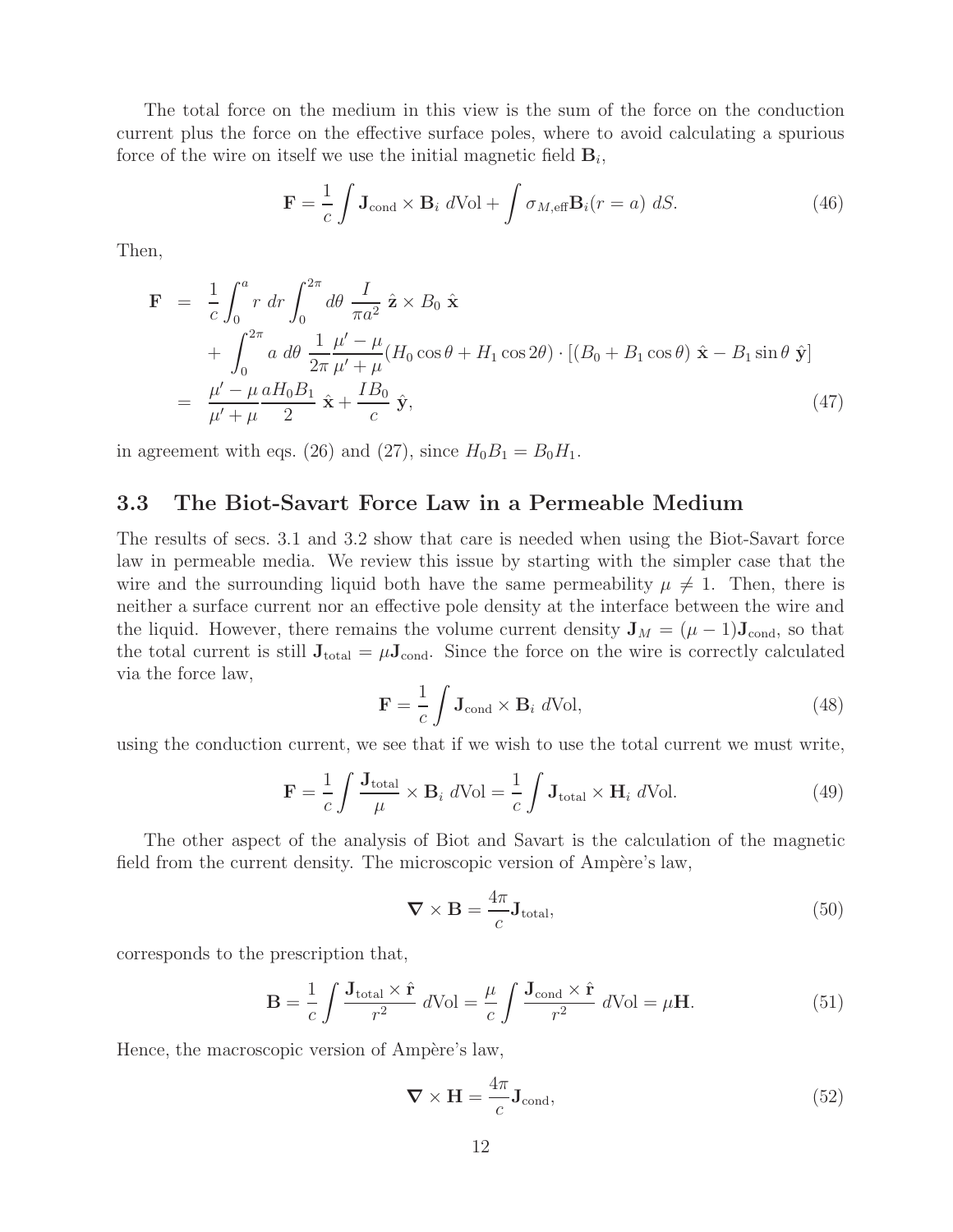The total force on the medium in this view is the sum of the force on the conduction current plus the force on the effective surface poles, where to avoid calculating a spurious force of the wire on itself we use the initial magnetic field $\mathbf{B}_i$,

$$\mathbf{F} = \frac{1}{c}\int \mathbf{J}_{\rm cond} \times \mathbf{B}_i \; d\text{Vol} + \int \sigma_{M,\rm eff}\mathbf{B}_i(r=a)\; dS. \tag{46}$$

Then,

$$\begin{aligned}
\mathbf{F} &= \frac{1}{c}\int_0^a r\; dr \int_0^{2\pi} d\theta \; \frac{I}{\pi a^2}\; \hat{\mathbf{z}} \times B_0\; \hat{\mathbf{x}} \\
&\quad + \int_0^{2\pi} a\; d\theta\; \frac{1}{2\pi}\frac{\mu' - \mu}{\mu' + \mu}(H_0 \cos\theta + H_1 \cos 2\theta)\cdot[(B_0 + B_1\cos\theta)\;\hat{\mathbf{x}} - B_1 \sin\theta\;\hat{\mathbf{y}}] \\
&= \frac{\mu' - \mu}{\mu' + \mu}\frac{a H_0 B_1}{2}\;\hat{\mathbf{x}} + \frac{I B_0}{c}\;\hat{\mathbf{y}},
\end{aligned} \tag{47}$$

in agreement with eqs. (26) and (27), since $H_0 B_1 = B_0 H_1$.

### 3.3 The Biot-Savart Force Law in a Permeable Medium

The results of secs. 3.1 and 3.2 show that care is needed when using the Biot-Savart force law in permeable media. We review this issue by starting with the simpler case that the wire and the surrounding liquid both have the same permeability $\mu \neq 1$. Then, there is neither a surface current nor an effective pole density at the interface between the wire and the liquid. However, there remains the volume current density $\mathbf{J}_M = (\mu - 1)\mathbf{J}_{\rm cond}$, so that the total current is still $\mathbf{J}_{\rm total} = \mu\mathbf{J}_{\rm cond}$. Since the force on the wire is correctly calculated via the force law,

$$\mathbf{F} = \frac{1}{c}\int \mathbf{J}_{\rm cond} \times \mathbf{B}_i \; d\text{Vol}, \tag{48}$$

using the conduction current, we see that if we wish to use the total current we must write,

$$\mathbf{F} = \frac{1}{c}\int \frac{\mathbf{J}_{\rm total}}{\mu} \times \mathbf{B}_i \; d\text{Vol} = \frac{1}{c}\int \mathbf{J}_{\rm total} \times \mathbf{H}_i \; d\text{Vol}. \tag{49}$$

The other aspect of the analysis of Biot and Savart is the calculation of the magnetic field from the current density. The microscopic version of Ampère's law,

$$\boldsymbol{\nabla} \times \mathbf{B} = \frac{4\pi}{c}\mathbf{J}_{\rm total}, \tag{50}$$

corresponds to the prescription that,

$$\mathbf{B} = \frac{1}{c}\int \frac{\mathbf{J}_{\rm total} \times \hat{\mathbf{r}}}{r^2}\; d\text{Vol} = \frac{\mu}{c}\int \frac{\mathbf{J}_{\rm cond} \times \hat{\mathbf{r}}}{r^2}\; d\text{Vol} = \mu\mathbf{H}. \tag{51}$$

Hence, the macroscopic version of Ampère's law,

$$\boldsymbol{\nabla} \times \mathbf{H} = \frac{4\pi}{c}\mathbf{J}_{\rm cond}, \tag{52}$$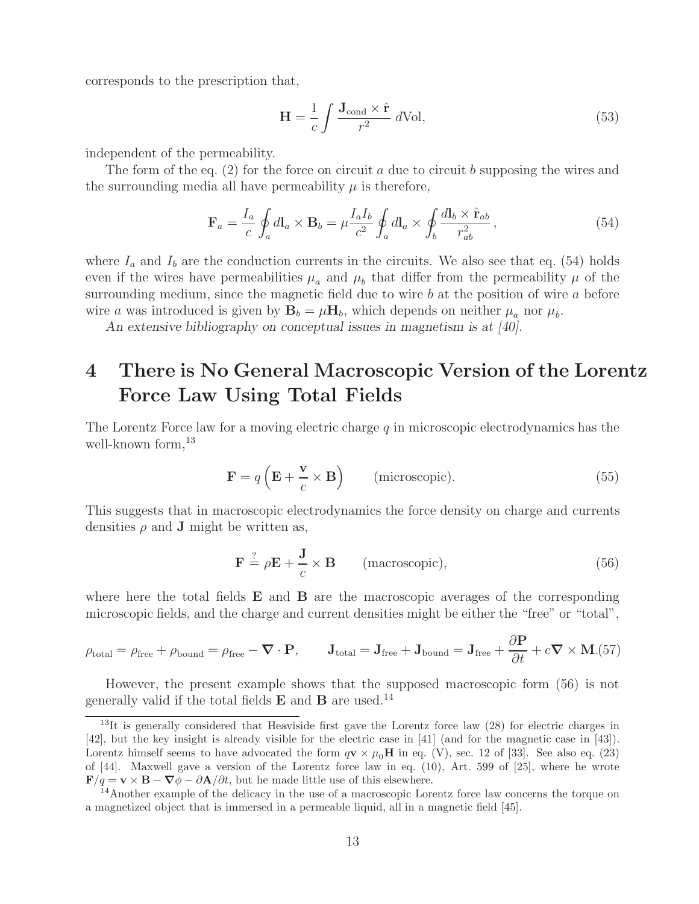corresponds to the prescription that,

$$\mathbf{H} = \frac{1}{c} \int \frac{\mathbf{J}_{\rm cond} \times \hat{\mathbf{r}}}{r^2}\, d\text{Vol}, \tag{53}$$

independent of the permeability.

The form of the eq. (2) for the force on circuit $a$ due to circuit $b$ supposing the wires and the surrounding media all have permeability $\mu$ is therefore,

$$\mathbf{F}_a = \frac{I_a}{c} \oint_a d\mathbf{l}_a \times \mathbf{B}_b = \mu \frac{I_a I_b}{c^2} \oint_a d\mathbf{l}_a \times \oint_b \frac{d\mathbf{l}_b \times \hat{\mathbf{r}}_{ab}}{r_{ab}^2}, \tag{54}$$

where $I_a$ and $I_b$ are the conduction currents in the circuits. We also see that eq. (54) holds even if the wires have permeabilities $\mu_a$ and $\mu_b$ that differ from the permeability $\mu$ of the surrounding medium, since the magnetic field due to wire $b$ at the position of wire $a$ before wire $a$ was introduced is given by $\mathbf{B}_b = \mu \mathbf{H}_b$, which depends on neither $\mu_a$ nor $\mu_b$.

*An extensive bibliography on conceptual issues in magnetism is at [40].*

# 4 There is No General Macroscopic Version of the Lorentz Force Law Using Total Fields

The Lorentz Force law for a moving electric charge $q$ in microscopic electrodynamics has the well-known form,[13]

$$\mathbf{F} = q\left(\mathbf{E} + \frac{\mathbf{v}}{c} \times \mathbf{B}\right) \qquad \text{(microscopic)}. \tag{55}$$

This suggests that in macroscopic electrodynamics the force density on charge and currents densities $\rho$ and $\mathbf{J}$ might be written as,

$$\mathbf{F} \stackrel{?}{=} \rho \mathbf{E} + \frac{\mathbf{J}}{c} \times \mathbf{B} \qquad \text{(macroscopic)}, \tag{56}$$

where here the total fields $\mathbf{E}$ and $\mathbf{B}$ are the macroscopic averages of the corresponding microscopic fields, and the charge and current densities might be either the "free" or "total",

$$\rho_{\rm total} = \rho_{\rm free} + \rho_{\rm bound} = \rho_{\rm free} - \boldsymbol{\nabla} \cdot \mathbf{P}, \qquad \mathbf{J}_{\rm total} = \mathbf{J}_{\rm free} + \mathbf{J}_{\rm bound} = \mathbf{J}_{\rm free} + \frac{\partial \mathbf{P}}{\partial t} + c \boldsymbol{\nabla} \times \mathbf{M}. \tag{57}$$

However, the present example shows that the supposed macroscopic form (56) is not generally valid if the total fields $\mathbf{E}$ and $\mathbf{B}$ are used.[14]

[13] It is generally considered that Heaviside first gave the Lorentz force law (28) for electric charges in [42], but the key insight is already visible for the electric case in [41] (and for the magnetic case in [43]). Lorentz himself seems to have advocated the form $q\mathbf{v} \times \mu_0 \mathbf{H}$ in eq. (V), sec. 12 of [33]. See also eq. (23) of [44]. Maxwell gave a version of the Lorentz force law in eq. (10), Art. 599 of [25], where he wrote $\mathbf{F}/q = \mathbf{v} \times \mathbf{B} - \boldsymbol{\nabla}\phi - \partial \mathbf{A}/\partial t$, but he made little use of this elsewhere.

[14] Another example of the delicacy in the use of a macroscopic Lorentz force law concerns the torque on a magnetized object that is immersed in a permeable liquid, all in a magnetic field [45].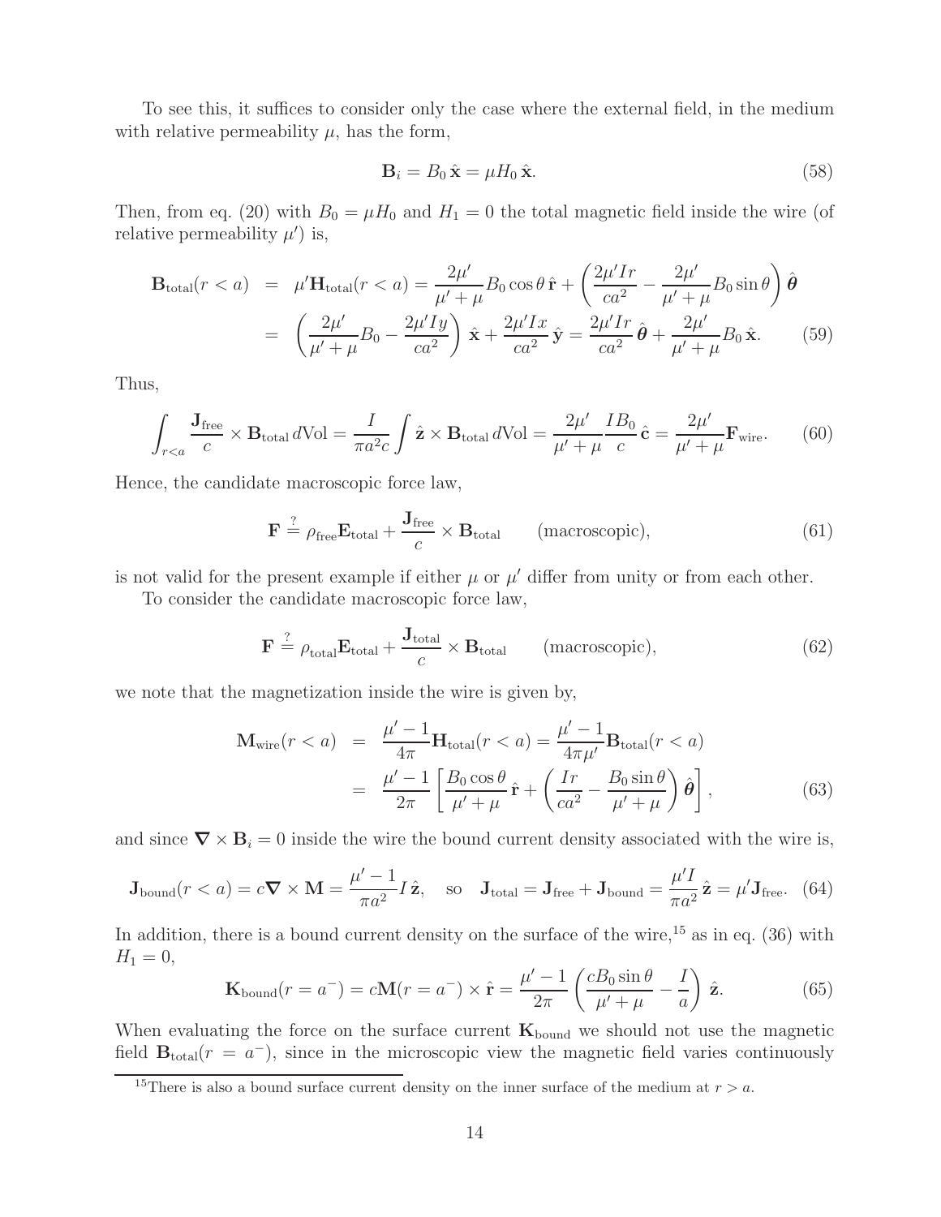To see this, it suffices to consider only the case where the external field, in the medium with relative permeability $\mu$, has the form,

$$\mathbf{B}_i = B_0\,\hat{\mathbf{x}} = \mu H_0\,\hat{\mathbf{x}}. \tag{58}$$

Then, from eq. (20) with $B_0 = \mu H_0$ and $H_1 = 0$ the total magnetic field inside the wire (of relative permeability $\mu'$) is,

$$\begin{aligned}
\mathbf{B}_{\rm total}(r<a) &= \mu'\mathbf{H}_{\rm total}(r<a) = \frac{2\mu'}{\mu'+\mu}B_0\cos\theta\,\hat{\mathbf{r}} + \left(\frac{2\mu' I r}{ca^2} - \frac{2\mu'}{\mu'+\mu}B_0\sin\theta\right)\hat{\boldsymbol{\theta}} \\
&= \left(\frac{2\mu'}{\mu'+\mu}B_0 - \frac{2\mu' I y}{ca^2}\right)\hat{\mathbf{x}} + \frac{2\mu' I x}{ca^2}\,\hat{\mathbf{y}} = \frac{2\mu' I r}{ca^2}\,\hat{\boldsymbol{\theta}} + \frac{2\mu'}{\mu'+\mu}B_0\,\hat{\mathbf{x}}.
\end{aligned} \tag{59}$$

Thus,

$$\int_{r<a}\frac{\mathbf{J}_{\rm free}}{c}\times\mathbf{B}_{\rm total}\,d{\rm Vol} = \frac{I}{\pi a^2 c}\int \hat{\mathbf{z}}\times\mathbf{B}_{\rm total}\,d{\rm Vol} = \frac{2\mu'}{\mu'+\mu}\frac{IB_0}{c}\,\hat{\mathbf{c}} = \frac{2\mu'}{\mu'+\mu}\mathbf{F}_{\rm wire}. \tag{60}$$

Hence, the candidate macroscopic force law,

$$\mathbf{F} \stackrel{?}{=} \rho_{\rm free}\mathbf{E}_{\rm total} + \frac{\mathbf{J}_{\rm free}}{c}\times\mathbf{B}_{\rm total} \qquad \text{(macroscopic)}, \tag{61}$$

is not valid for the present example if either $\mu$ or $\mu'$ differ from unity or from each other.

To consider the candidate macroscopic force law,

$$\mathbf{F} \stackrel{?}{=} \rho_{\rm total}\mathbf{E}_{\rm total} + \frac{\mathbf{J}_{\rm total}}{c}\times\mathbf{B}_{\rm total} \qquad \text{(macroscopic)}, \tag{62}$$

we note that the magnetization inside the wire is given by,

$$\begin{aligned}
\mathbf{M}_{\rm wire}(r<a) &= \frac{\mu'-1}{4\pi}\mathbf{H}_{\rm total}(r<a) = \frac{\mu'-1}{4\pi\mu'}\mathbf{B}_{\rm total}(r<a) \\
&= \frac{\mu'-1}{2\pi}\left[\frac{B_0\cos\theta}{\mu'+\mu}\,\hat{\mathbf{r}} + \left(\frac{Ir}{ca^2} - \frac{B_0\sin\theta}{\mu'+\mu}\right)\hat{\boldsymbol{\theta}}\right],
\end{aligned} \tag{63}$$

and since $\boldsymbol{\nabla}\times\mathbf{B}_i = 0$ inside the wire the bound current density associated with the wire is,

$$\mathbf{J}_{\rm bound}(r<a) = c\boldsymbol{\nabla}\times\mathbf{M} = \frac{\mu'-1}{\pi a^2}I\,\hat{\mathbf{z}}, \quad \text{so} \quad \mathbf{J}_{\rm total} = \mathbf{J}_{\rm free} + \mathbf{J}_{\rm bound} = \frac{\mu' I}{\pi a^2}\,\hat{\mathbf{z}} = \mu'\mathbf{J}_{\rm free}. \tag{64}$$

In addition, there is a bound current density on the surface of the wire,[15] as in eq. (36) with $H_1 = 0$,

$$\mathbf{K}_{\rm bound}(r=a^-) = c\mathbf{M}(r=a^-)\times\hat{\mathbf{r}} = \frac{\mu'-1}{2\pi}\left(\frac{cB_0\sin\theta}{\mu'+\mu} - \frac{I}{a}\right)\hat{\mathbf{z}}. \tag{65}$$

When evaluating the force on the surface current $\mathbf{K}_{\rm bound}$ we should not use the magnetic field $\mathbf{B}_{\rm total}(r = a^-)$, since in the microscopic view the magnetic field varies continuously

[15] There is also a bound surface current density on the inner surface of the medium at $r > a$.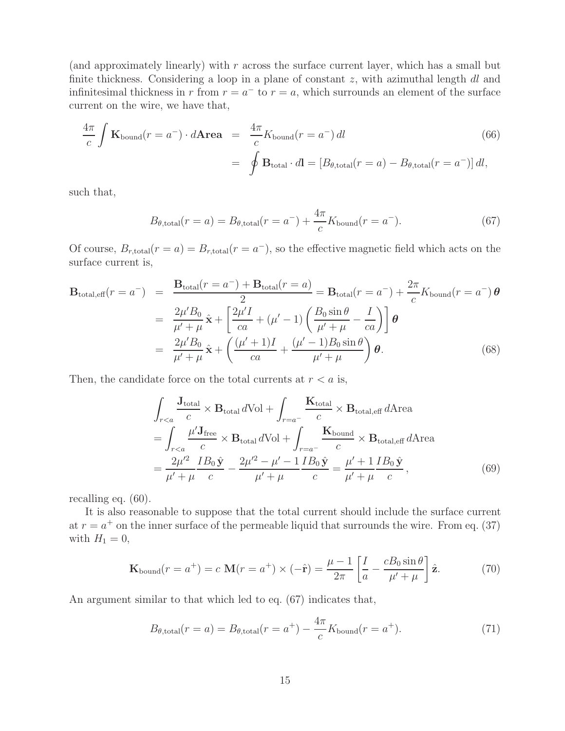(and approximately linearly) with $r$ across the surface current layer, which has a small but finite thickness. Considering a loop in a plane of constant $z$, with azimuthal length $dl$ and infinitesimal thickness in $r$ from $r = a^-$ to $r = a$, which surrounds an element of the surface current on the wire, we have that,

$$
\begin{aligned}
\frac{4\pi}{c} \int \mathbf{K}_{\rm bound}(r = a^-) \cdot d\mathbf{Area} &= \frac{4\pi}{c} K_{\rm bound}(r = a^-)\, dl \\
&= \oint \mathbf{B}_{\rm total} \cdot d\mathbf{l} = \left[ B_{\theta,{\rm total}}(r = a) - B_{\theta,{\rm total}}(r = a^-) \right] dl,
\end{aligned}
\tag{66}
$$

such that,

$$
B_{\theta,{\rm total}}(r = a) = B_{\theta,{\rm total}}(r = a^-) + \frac{4\pi}{c} K_{\rm bound}(r = a^-). \tag{67}
$$

Of course, $B_{r,{\rm total}}(r = a) = B_{r,{\rm total}}(r = a^-)$, so the effective magnetic field which acts on the surface current is,

$$
\begin{aligned}
\mathbf{B}_{\rm total,eff}(r = a^-) &= \frac{\mathbf{B}_{\rm total}(r = a^-) + \mathbf{B}_{\rm total}(r = a)}{2} = \mathbf{B}_{\rm total}(r = a^-) + \frac{2\pi}{c} K_{\rm bound}(r = a^-)\, \boldsymbol{\theta} \\
&= \frac{2\mu' B_0}{\mu' + \mu}\, \hat{\mathbf{x}} + \left[ \frac{2\mu' I}{ca} + (\mu' - 1) \left( \frac{B_0 \sin\theta}{\mu' + \mu} - \frac{I}{ca} \right) \right] \boldsymbol{\theta} \\
&= \frac{2\mu' B_0}{\mu' + \mu}\, \hat{\mathbf{x}} + \left( \frac{(\mu' + 1) I}{ca} + \frac{(\mu' - 1) B_0 \sin\theta}{\mu' + \mu} \right) \boldsymbol{\theta}.
\end{aligned}
\tag{68}
$$

Then, the candidate force on the total currents at $r < a$ is,

$$
\begin{aligned}
&\int_{r<a} \frac{\mathbf{J}_{\rm total}}{c} \times \mathbf{B}_{\rm total}\, d{\rm Vol} + \int_{r=a^-} \frac{\mathbf{K}_{\rm total}}{c} \times \mathbf{B}_{\rm total,eff}\, d{\rm Area} \\
&= \int_{r<a} \frac{\mu' \mathbf{J}_{\rm free}}{c} \times \mathbf{B}_{\rm total}\, d{\rm Vol} + \int_{r=a^-} \frac{\mathbf{K}_{\rm bound}}{c} \times \mathbf{B}_{\rm total,eff}\, d{\rm Area} \\
&= \frac{2\mu'^2}{\mu' + \mu} \frac{I B_0\, \hat{\mathbf{y}}}{c} - \frac{2\mu'^2 - \mu' - 1}{\mu' + \mu} \frac{I B_0\, \hat{\mathbf{y}}}{c} = \frac{\mu' + 1}{\mu' + \mu} \frac{I B_0\, \hat{\mathbf{y}}}{c},
\end{aligned}
\tag{69}
$$

recalling eq. (60).

It is also reasonable to suppose that the total current should include the surface current at $r = a^+$ on the inner surface of the permeable liquid that surrounds the wire. From eq. (37) with $H_1 = 0$,

$$
\mathbf{K}_{\rm bound}(r = a^+) = c\, \mathbf{M}(r = a^+) \times (-\hat{\mathbf{r}}) = \frac{\mu - 1}{2\pi} \left[ \frac{I}{a} - \frac{c B_0 \sin\theta}{\mu' + \mu} \right] \hat{\mathbf{z}}. \tag{70}
$$

An argument similar to that which led to eq. (67) indicates that,

$$
B_{\theta,{\rm total}}(r = a) = B_{\theta,{\rm total}}(r = a^+) - \frac{4\pi}{c} K_{\rm bound}(r = a^+). \tag{71}
$$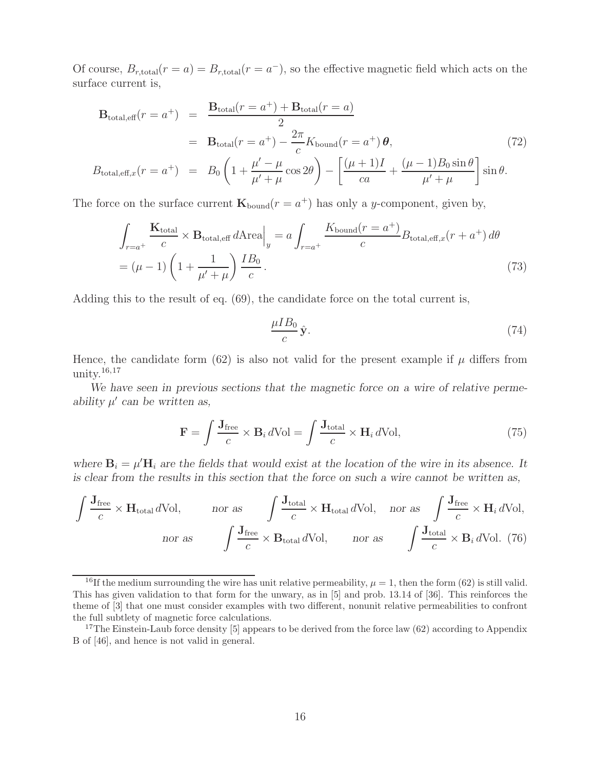Of course, $B_{r,\text{total}}(r = a) = B_{r,\text{total}}(r = a^-)$, so the effective magnetic field which acts on the surface current is,

$$
\begin{aligned}
\mathbf{B}_{\text{total,eff}}(r = a^+) &= \frac{\mathbf{B}_{\text{total}}(r = a^+) + \mathbf{B}_{\text{total}}(r = a)}{2} \\
&= \mathbf{B}_{\text{total}}(r = a^+) - \frac{2\pi}{c} K_{\text{bound}}(r = a^+)\, \boldsymbol{\theta}, \qquad (72) \\
B_{\text{total,eff},x}(r = a^+) &= B_0 \left( 1 + \frac{\mu' - \mu}{\mu' + \mu} \cos 2\theta \right) - \left[ \frac{(\mu + 1) I}{ca} + \frac{(\mu - 1) B_0 \sin\theta}{\mu' + \mu} \right] \sin\theta.
\end{aligned}
$$

The force on the surface current $\mathbf{K}_{\text{bound}}(r = a^+)$ has only a $y$-component, given by,

$$
\begin{aligned}
&\int_{r=a^+} \frac{\mathbf{K}_{\text{total}}}{c} \times \mathbf{B}_{\text{total,eff}}\, d\text{Area}\Big|_y = a \int_{r=a^+} \frac{K_{\text{bound}}(r = a^+)}{c} B_{\text{total,eff},x}(r + a^+)\, d\theta \\
&= (\mu - 1) \left( 1 + \frac{1}{\mu' + \mu} \right) \frac{I B_0}{c}. \qquad (73)
\end{aligned}
$$

Adding this to the result of eq. (69), the candidate force on the total current is,

$$
\frac{\mu I B_0}{c}\, \hat{\mathbf{y}}. \qquad (74)
$$

Hence, the candidate form (62) is also not valid for the present example if $\mu$ differs from unity.[16,17]

*We have seen in previous sections that the magnetic force on a wire of relative permeability $\mu'$ can be written as,*

$$
\mathbf{F} = \int \frac{\mathbf{J}_{\text{free}}}{c} \times \mathbf{B}_i\, d\text{Vol} = \int \frac{\mathbf{J}_{\text{total}}}{c} \times \mathbf{H}_i\, d\text{Vol}, \qquad (75)
$$

*where $\mathbf{B}_i = \mu' \mathbf{H}_i$ are the fields that would exist at the location of the wire in its absence. It is clear from the results in this section that the force on such a wire cannot be written as,*

$$
\int \frac{\mathbf{J}_{\text{free}}}{c} \times \mathbf{H}_{\text{total}}\, d\text{Vol}, \qquad \textit{nor as} \qquad \int \frac{\mathbf{J}_{\text{total}}}{c} \times \mathbf{H}_{\text{total}}\, d\text{Vol}, \quad \textit{nor as} \quad \int \frac{\mathbf{J}_{\text{free}}}{c} \times \mathbf{H}_i\, d\text{Vol},
$$

$$
\textit{nor as} \qquad \int \frac{\mathbf{J}_{\text{free}}}{c} \times \mathbf{B}_{\text{total}}\, d\text{Vol}, \qquad \textit{nor as} \qquad \int \frac{\mathbf{J}_{\text{total}}}{c} \times \mathbf{B}_i\, d\text{Vol}. \quad (76)
$$

---

[16] If the medium surrounding the wire has unit relative permeability, $\mu = 1$, then the form (62) is still valid. This has given validation to that form for the unwary, as in [5] and prob. 13.14 of [36]. This reinforces the theme of [3] that one must consider examples with two different, nonunit relative permeabilities to confront the full subtlety of magnetic force calculations.

[17] The Einstein-Laub force density [5] appears to be derived from the force law (62) according to Appendix B of [46], and hence is not valid in general.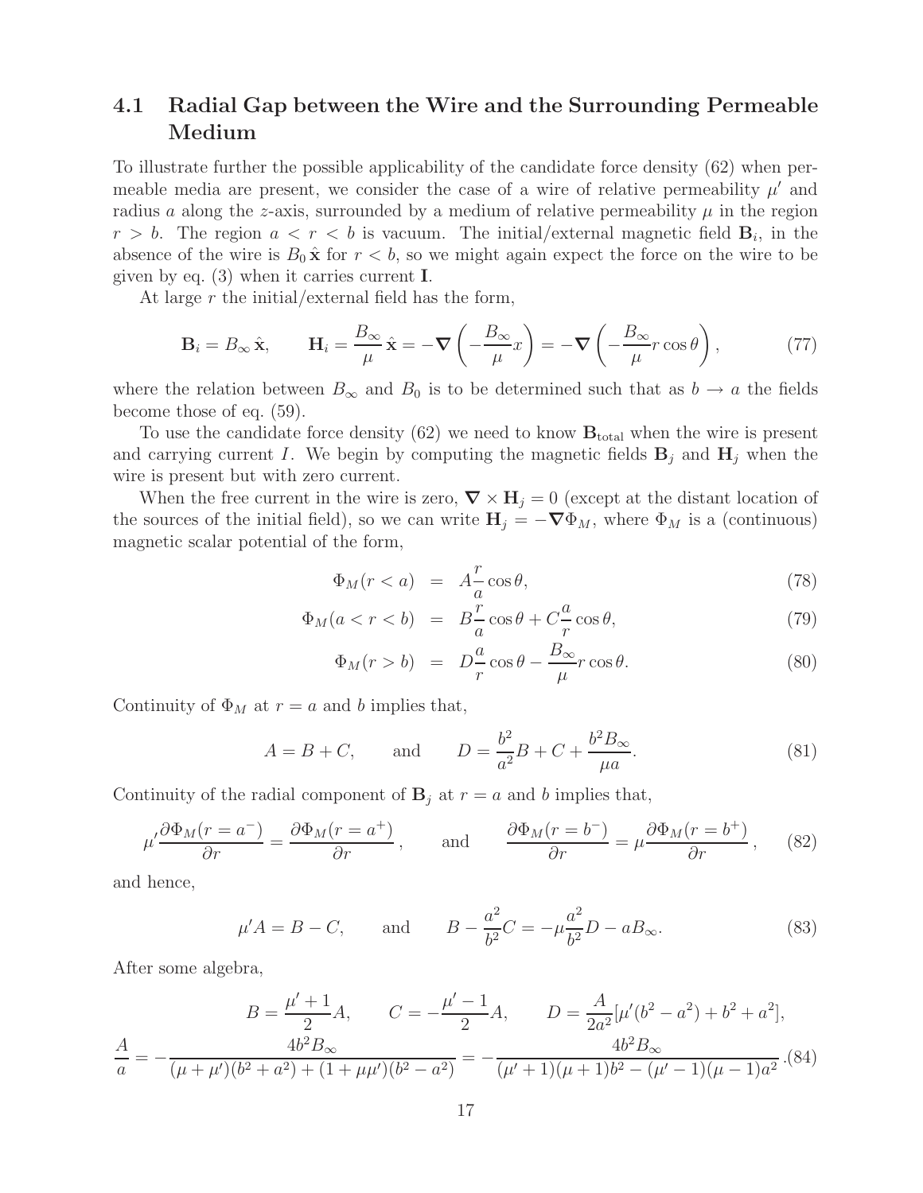### 4.1 Radial Gap between the Wire and the Surrounding Permeable Medium

To illustrate further the possible applicability of the candidate force density (62) when permeable media are present, we consider the case of a wire of relative permeability $\mu'$ and radius $a$ along the $z$-axis, surrounded by a medium of relative permeability $\mu$ in the region $r > b$. The region $a < r < b$ is vacuum. The initial/external magnetic field $\mathbf{B}_i$, in the absence of the wire is $B_0\,\hat{\mathbf{x}}$ for $r < b$, so we might again expect the force on the wire to be given by eq. (3) when it carries current $\mathbf{I}$.

At large $r$ the initial/external field has the form,

$$\mathbf{B}_i = B_\infty\,\hat{\mathbf{x}}, \qquad \mathbf{H}_i = \frac{B_\infty}{\mu}\,\hat{\mathbf{x}} = -\boldsymbol{\nabla}\left(-\frac{B_\infty}{\mu}x\right) = -\boldsymbol{\nabla}\left(-\frac{B_\infty}{\mu}r\cos\theta\right), \tag{77}$$

where the relation between $B_\infty$ and $B_0$ is to be determined such that as $b \to a$ the fields become those of eq. (59).

To use the candidate force density (62) we need to know $\mathbf{B}_{\rm total}$ when the wire is present and carrying current $I$. We begin by computing the magnetic fields $\mathbf{B}_j$ and $\mathbf{H}_j$ when the wire is present but with zero current.

When the free current in the wire is zero, $\boldsymbol{\nabla}\times\mathbf{H}_j = 0$ (except at the distant location of the sources of the initial field), so we can write $\mathbf{H}_j = -\boldsymbol{\nabla}\Phi_M$, where $\Phi_M$ is a (continuous) magnetic scalar potential of the form,

$$\Phi_M(r<a) = A\frac{r}{a}\cos\theta, \tag{78}$$

$$\Phi_M(a<r<b) = B\frac{r}{a}\cos\theta + C\frac{a}{r}\cos\theta, \tag{79}$$

$$\Phi_M(r>b) = D\frac{a}{r}\cos\theta - \frac{B_\infty}{\mu}r\cos\theta. \tag{80}$$

Continuity of $\Phi_M$ at $r = a$ and $b$ implies that,

$$A = B + C, \qquad \text{and} \qquad D = \frac{b^2}{a^2}B + C + \frac{b^2 B_\infty}{\mu a}. \tag{81}$$

Continuity of the radial component of $\mathbf{B}_j$ at $r = a$ and $b$ implies that,

$$\mu'\frac{\partial\Phi_M(r=a^-)}{\partial r} = \frac{\partial\Phi_M(r=a^+)}{\partial r}, \qquad \text{and} \qquad \frac{\partial\Phi_M(r=b^-)}{\partial r} = \mu\frac{\partial\Phi_M(r=b^+)}{\partial r}, \tag{82}$$

and hence,

$$\mu' A = B - C, \qquad \text{and} \qquad B - \frac{a^2}{b^2}C = -\mu\frac{a^2}{b^2}D - aB_\infty. \tag{83}$$

After some algebra,

$$B = \frac{\mu'+1}{2}A, \qquad C = -\frac{\mu'-1}{2}A, \qquad D = \frac{A}{2a^2}[\mu'(b^2-a^2) + b^2 + a^2],$$

$$\frac{A}{a} = -\frac{4b^2 B_\infty}{(\mu+\mu')(b^2+a^2) + (1+\mu\mu')(b^2-a^2)} = -\frac{4b^2 B_\infty}{(\mu'+1)(\mu+1)b^2 - (\mu'-1)(\mu-1)a^2}. \tag{84}$$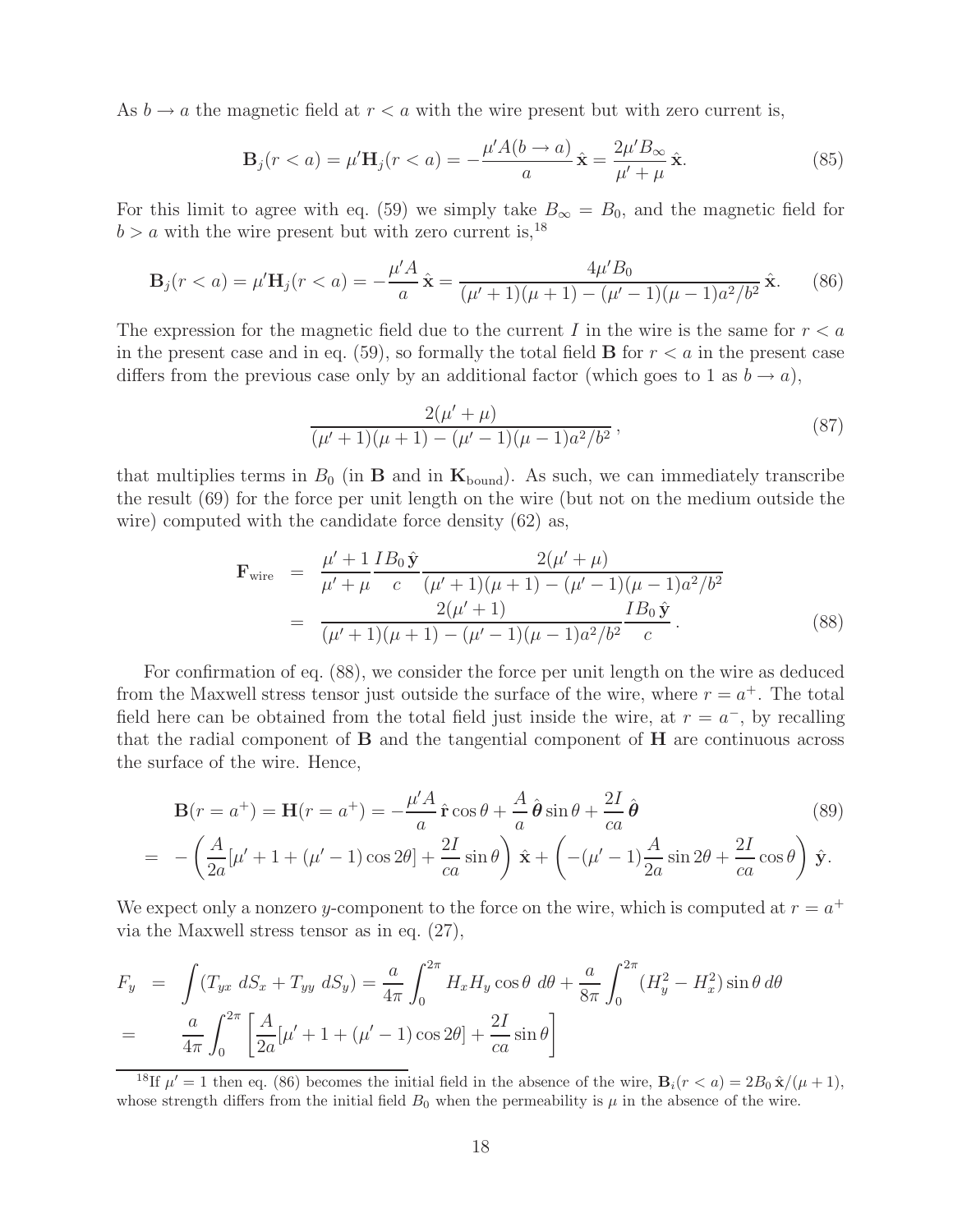As $b \to a$ the magnetic field at $r < a$ with the wire present but with zero current is,

$$
\mathbf{B}_j(r < a) = \mu' \mathbf{H}_j(r < a) = -\frac{\mu' A(b \to a)}{a} \, \hat{\mathbf{x}} = \frac{2\mu' B_\infty}{\mu' + \mu} \, \hat{\mathbf{x}}. \tag{85}
$$

For this limit to agree with eq. (59) we simply take $B_\infty = B_0$, and the magnetic field for $b > a$ with the wire present but with zero current is,[18]

$$
\mathbf{B}_j(r < a) = \mu' \mathbf{H}_j(r < a) = -\frac{\mu' A}{a} \, \hat{\mathbf{x}} = \frac{4\mu' B_0}{(\mu' + 1)(\mu + 1) - (\mu' - 1)(\mu - 1)a^2/b^2} \, \hat{\mathbf{x}}. \tag{86}
$$

The expression for the magnetic field due to the current $I$ in the wire is the same for $r < a$ in the present case and in eq. (59), so formally the total field $\mathbf{B}$ for $r < a$ in the present case differs from the previous case only by an additional factor (which goes to 1 as $b \to a$),

$$
\frac{2(\mu' + \mu)}{(\mu' + 1)(\mu + 1) - (\mu' - 1)(\mu - 1)a^2/b^2}\,, \tag{87}
$$

that multiplies terms in $B_0$ (in $\mathbf{B}$ and in $\mathbf{K}_{\rm bound}$). As such, we can immediately transcribe the result (69) for the force per unit length on the wire (but not on the medium outside the wire) computed with the candidate force density (62) as,

$$
\begin{aligned}
\mathbf{F}_{\rm wire} &= \frac{\mu' + 1}{\mu' + \mu} \frac{I B_0 \, \hat{\mathbf{y}}}{c} \frac{2(\mu' + \mu)}{(\mu' + 1)(\mu + 1) - (\mu' - 1)(\mu - 1)a^2/b^2} \\
&= \frac{2(\mu' + 1)}{(\mu' + 1)(\mu + 1) - (\mu' - 1)(\mu - 1)a^2/b^2} \frac{I B_0 \, \hat{\mathbf{y}}}{c}\,.
\end{aligned} \tag{88}
$$

For confirmation of eq. (88), we consider the force per unit length on the wire as deduced from the Maxwell stress tensor just outside the surface of the wire, where $r = a^+$. The total field here can be obtained from the total field just inside the wire, at $r = a^-$, by recalling that the radial component of $\mathbf{B}$ and the tangential component of $\mathbf{H}$ are continuous across the surface of the wire. Hence,

$$
\begin{aligned}
\mathbf{B}(r = a^+) &= \mathbf{H}(r = a^+) = -\frac{\mu' A}{a} \, \hat{\mathbf{r}} \cos\theta + \frac{A}{a} \, \hat{\boldsymbol{\theta}} \sin\theta + \frac{2I}{ca} \, \hat{\boldsymbol{\theta}} \qquad (89) \\
&= -\left( \frac{A}{2a}[\mu' + 1 + (\mu' - 1)\cos 2\theta] + \frac{2I}{ca} \sin\theta \right) \hat{\mathbf{x}} + \left( -(\mu' - 1)\frac{A}{2a} \sin 2\theta + \frac{2I}{ca} \cos\theta \right) \hat{\mathbf{y}}.
\end{aligned}
$$

We expect only a nonzero $y$-component to the force on the wire, which is computed at $r = a^+$ via the Maxwell stress tensor as in eq. (27),

$$
\begin{aligned}
F_y &= \int (T_{yx} \, dS_x + T_{yy} \, dS_y) = \frac{a}{4\pi} \int_0^{2\pi} H_x H_y \cos\theta \, d\theta + \frac{a}{8\pi} \int_0^{2\pi} (H_y^2 - H_x^2) \sin\theta \, d\theta \\
&= \qquad \frac{a}{4\pi} \int_0^{2\pi} \left[ \frac{A}{2a}[\mu' + 1 + (\mu' - 1)\cos 2\theta] + \frac{2I}{ca} \sin\theta \right]
\end{aligned}
$$

[18] If $\mu' = 1$ then eq. (86) becomes the initial field in the absence of the wire, $\mathbf{B}_i(r < a) = 2B_0 \, \hat{\mathbf{x}}/(\mu + 1)$, whose strength differs from the initial field $B_0$ when the permeability is $\mu$ in the absence of the wire.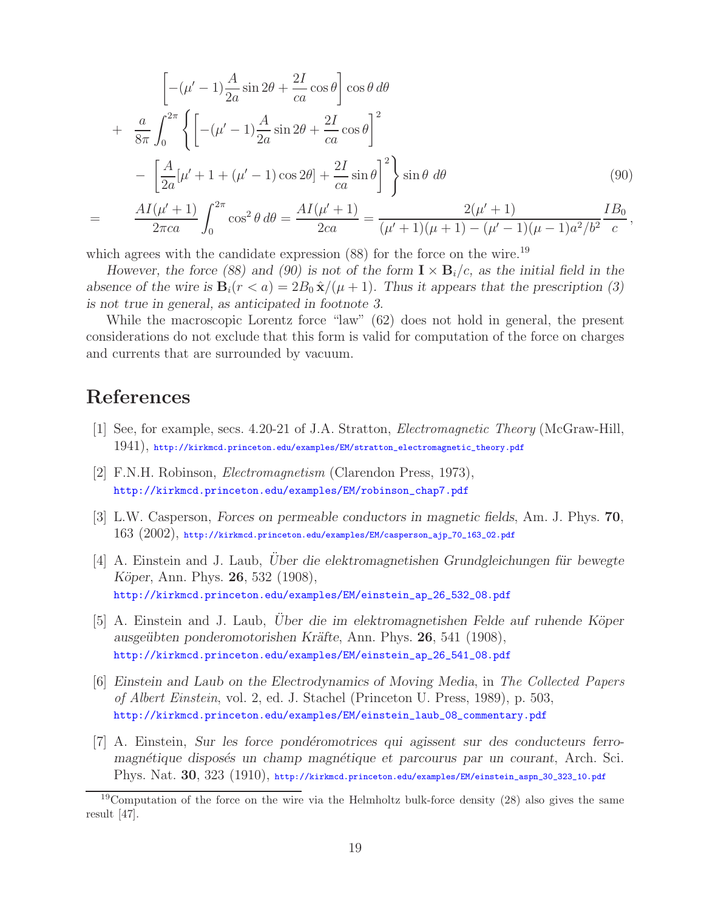$$
\begin{aligned}
& \left[-(\mu'-1)\frac{A}{2a}\sin 2\theta + \frac{2I}{ca}\cos\theta\right]\cos\theta\, d\theta \\
& + \quad \frac{a}{8\pi}\int_0^{2\pi}\left\{\left[-(\mu'-1)\frac{A}{2a}\sin 2\theta + \frac{2I}{ca}\cos\theta\right]^2\right. \\
& - \left.\left[\frac{A}{2a}[\mu'+1+(\mu'-1)\cos 2\theta] + \frac{2I}{ca}\sin\theta\right]^2\right\}\sin\theta\; d\theta \qquad (90) \\
= \quad & \frac{AI(\mu'+1)}{2\pi ca}\int_0^{2\pi}\cos^2\theta\, d\theta = \frac{AI(\mu'+1)}{2ca} = \frac{2(\mu'+1)}{(\mu'+1)(\mu+1)-(\mu'-1)(\mu-1)a^2/b^2}\frac{IB_0}{c},
\end{aligned}
$$

which agrees with the candidate expression (88) for the force on the wire.[19]

*However, the force (88) and (90) is not of the form* $\mathbf{I}\times\mathbf{B}_i/c$*, as the initial field in the absence of the wire is* $\mathbf{B}_i(r<a) = 2B_0\,\hat{\mathbf{x}}/(\mu+1)$*. Thus it appears that the prescription (3) is not true in general, as anticipated in footnote 3.*

While the macroscopic Lorentz force "law" (62) does not hold in general, the present considerations do not exclude that this form is valid for computation of the force on charges and currents that are surrounded by vacuum.

## References

[1] See, for example, secs. 4.20-21 of J.A. Stratton, *Electromagnetic Theory* (McGraw-Hill, 1941), http://kirkmcd.princeton.edu/examples/EM/stratton_electromagnetic_theory.pdf

[2] F.N.H. Robinson, *Electromagnetism* (Clarendon Press, 1973), http://kirkmcd.princeton.edu/examples/EM/robinson_chap7.pdf

[3] L.W. Casperson, *Forces on permeable conductors in magnetic fields*, Am. J. Phys. **70**, 163 (2002), http://kirkmcd.princeton.edu/examples/EM/casperson_ajp_70_163_02.pdf

[4] A. Einstein and J. Laub, *Über die elektromagnetishen Grundgleichungen für bewegte Köper*, Ann. Phys. **26**, 532 (1908), http://kirkmcd.princeton.edu/examples/EM/einstein_ap_26_532_08.pdf

[5] A. Einstein and J. Laub, *Über die im elektromagnetishen Felde auf ruhende Köper ausgeübten ponderomotorishen Kräfte*, Ann. Phys. **26**, 541 (1908), http://kirkmcd.princeton.edu/examples/EM/einstein_ap_26_541_08.pdf

[6] *Einstein and Laub on the Electrodynamics of Moving Media*, in *The Collected Papers of Albert Einstein*, vol. 2, ed. J. Stachel (Princeton U. Press, 1989), p. 503, http://kirkmcd.princeton.edu/examples/EM/einstein_laub_08_commentary.pdf

[7] A. Einstein, *Sur les force pondéromotrices qui agissent sur des conducteurs ferromagnétique disposés un champ magnétique et parcourus par un courant*, Arch. Sci. Phys. Nat. **30**, 323 (1910), http://kirkmcd.princeton.edu/examples/EM/einstein_aspn_30_323_10.pdf

---

[19] Computation of the force on the wire via the Helmholtz bulk-force density (28) also gives the same result [47].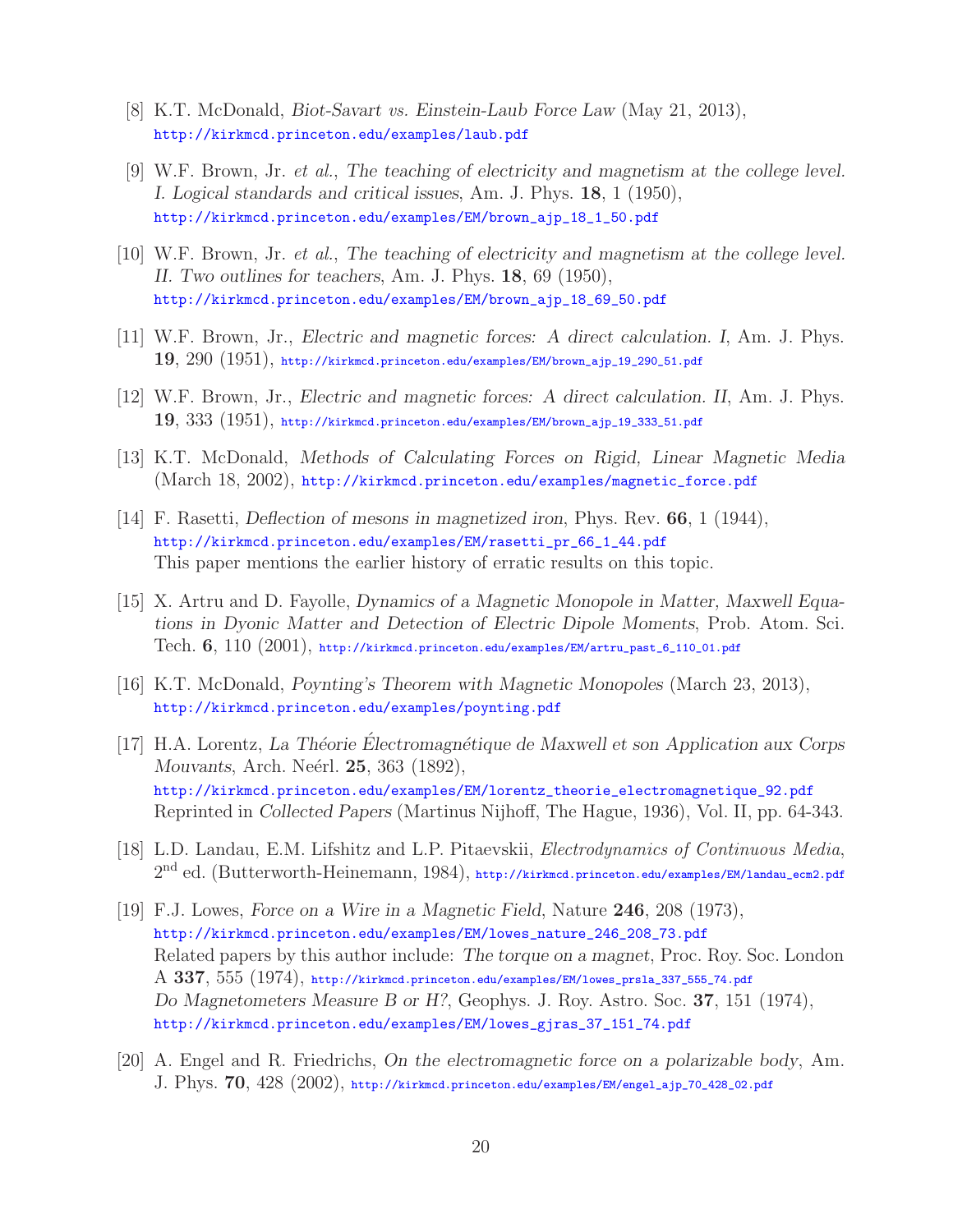[8] K.T. McDonald, *Biot-Savart vs. Einstein-Laub Force Law* (May 21, 2013),
http://kirkmcd.princeton.edu/examples/laub.pdf

[9] W.F. Brown, Jr. *et al.*, *The teaching of electricity and magnetism at the college level. I. Logical standards and critical issues*, Am. J. Phys. **18**, 1 (1950),
http://kirkmcd.princeton.edu/examples/EM/brown_ajp_18_1_50.pdf

[10] W.F. Brown, Jr. *et al.*, *The teaching of electricity and magnetism at the college level. II. Two outlines for teachers*, Am. J. Phys. **18**, 69 (1950),
http://kirkmcd.princeton.edu/examples/EM/brown_ajp_18_69_50.pdf

[11] W.F. Brown, Jr., *Electric and magnetic forces: A direct calculation. I*, Am. J. Phys. **19**, 290 (1951), http://kirkmcd.princeton.edu/examples/EM/brown_ajp_19_290_51.pdf

[12] W.F. Brown, Jr., *Electric and magnetic forces: A direct calculation. II*, Am. J. Phys. **19**, 333 (1951), http://kirkmcd.princeton.edu/examples/EM/brown_ajp_19_333_51.pdf

[13] K.T. McDonald, *Methods of Calculating Forces on Rigid, Linear Magnetic Media* (March 18, 2002), http://kirkmcd.princeton.edu/examples/magnetic_force.pdf

[14] F. Rasetti, *Deflection of mesons in magnetized iron*, Phys. Rev. **66**, 1 (1944),
http://kirkmcd.princeton.edu/examples/EM/rasetti_pr_66_1_44.pdf
This paper mentions the earlier history of erratic results on this topic.

[15] X. Artru and D. Fayolle, *Dynamics of a Magnetic Monopole in Matter, Maxwell Equations in Dyonic Matter and Detection of Electric Dipole Moments*, Prob. Atom. Sci. Tech. **6**, 110 (2001), http://kirkmcd.princeton.edu/examples/EM/artru_past_6_110_01.pdf

[16] K.T. McDonald, *Poynting's Theorem with Magnetic Monopoles* (March 23, 2013),
http://kirkmcd.princeton.edu/examples/poynting.pdf

[17] H.A. Lorentz, *La Théorie Électromagnétique de Maxwell et son Application aux Corps Mouvants*, Arch. Neérl. **25**, 363 (1892),
http://kirkmcd.princeton.edu/examples/EM/lorentz_theorie_electromagnetique_92.pdf
Reprinted in *Collected Papers* (Martinus Nijhoff, The Hague, 1936), Vol. II, pp. 64-343.

[18] L.D. Landau, E.M. Lifshitz and L.P. Pitaevskii, *Electrodynamics of Continuous Media*, $2^{\rm nd}$ ed. (Butterworth-Heinemann, 1984), http://kirkmcd.princeton.edu/examples/EM/landau_ecm2.pdf

[19] F.J. Lowes, *Force on a Wire in a Magnetic Field*, Nature **246**, 208 (1973),
http://kirkmcd.princeton.edu/examples/EM/lowes_nature_246_208_73.pdf
Related papers by this author include: *The torque on a magnet*, Proc. Roy. Soc. London A **337**, 555 (1974), http://kirkmcd.princeton.edu/examples/EM/lowes_prsla_337_555_74.pdf
*Do Magnetometers Measure B or H?*, Geophys. J. Roy. Astro. Soc. **37**, 151 (1974),
http://kirkmcd.princeton.edu/examples/EM/lowes_gjras_37_151_74.pdf

[20] A. Engel and R. Friedrichs, *On the electromagnetic force on a polarizable body*, Am. J. Phys. **70**, 428 (2002), http://kirkmcd.princeton.edu/examples/EM/engel_ajp_70_428_02.pdf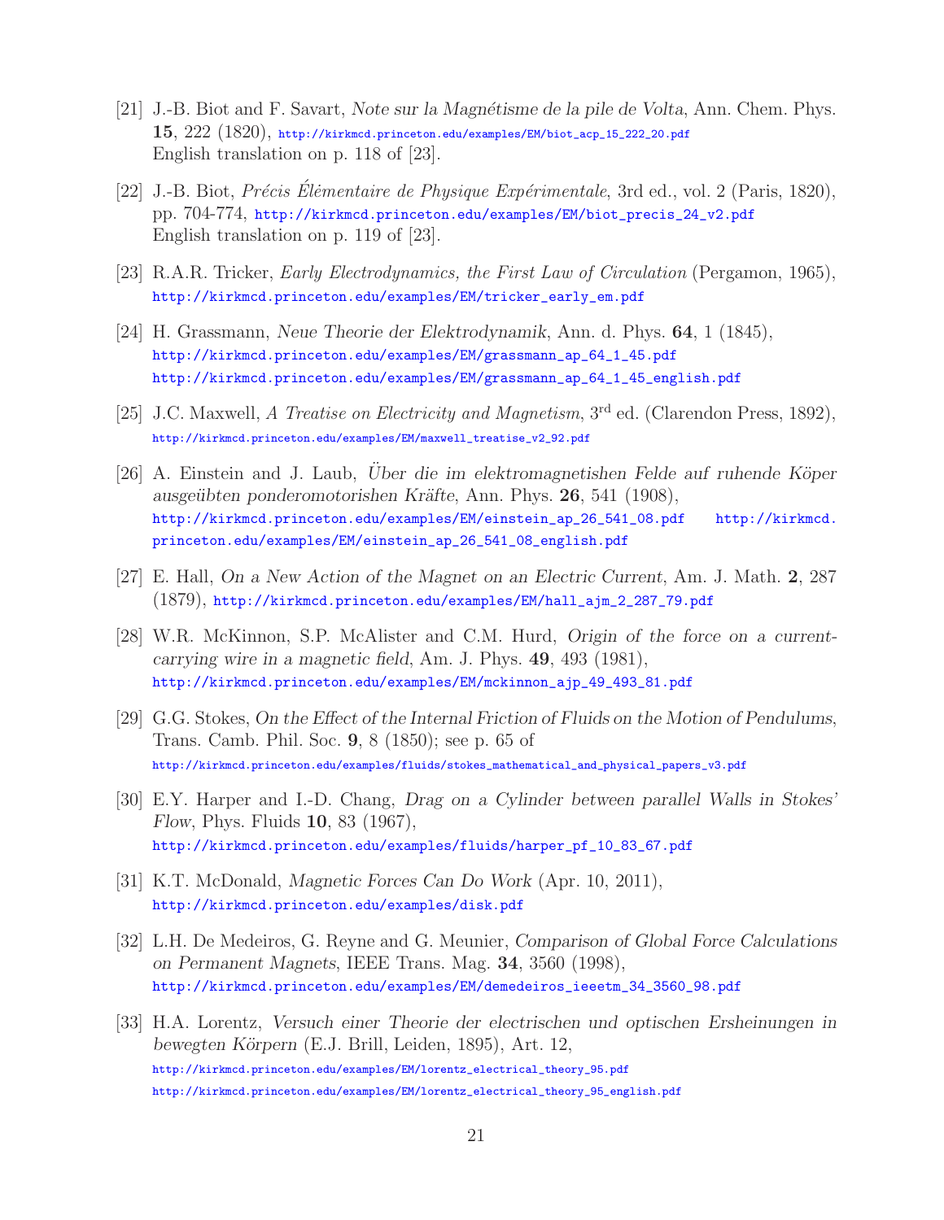[21] J.-B. Biot and F. Savart, *Note sur la Magnétisme de la pile de Volta*, Ann. Chem. Phys. **15**, 222 (1820), http://kirkmcd.princeton.edu/examples/EM/biot_acp_15_222_20.pdf
English translation on p. 118 of [23].

[22] J.-B. Biot, *Précis Élémentaire de Physique Expérimentale*, 3rd ed., vol. 2 (Paris, 1820), pp. 704-774, http://kirkmcd.princeton.edu/examples/EM/biot_precis_24_v2.pdf
English translation on p. 119 of [23].

[23] R.A.R. Tricker, *Early Electrodynamics, the First Law of Circulation* (Pergamon, 1965), http://kirkmcd.princeton.edu/examples/EM/tricker_early_em.pdf

[24] H. Grassmann, *Neue Theorie der Elektrodynamik*, Ann. d. Phys. **64**, 1 (1845), http://kirkmcd.princeton.edu/examples/EM/grassmann_ap_64_1_45.pdf
http://kirkmcd.princeton.edu/examples/EM/grassmann_ap_64_1_45_english.pdf

[25] J.C. Maxwell, *A Treatise on Electricity and Magnetism*, 3rd ed. (Clarendon Press, 1892), http://kirkmcd.princeton.edu/examples/EM/maxwell_treatise_v2_92.pdf

[26] A. Einstein and J. Laub, *Über die im elektromagnetishen Felde auf ruhende Köper ausgeübten ponderomotorishen Kräfte*, Ann. Phys. **26**, 541 (1908), http://kirkmcd.princeton.edu/examples/EM/einstein_ap_26_541_08.pdf http://kirkmcd.princeton.edu/examples/EM/einstein_ap_26_541_08_english.pdf

[27] E. Hall, *On a New Action of the Magnet on an Electric Current*, Am. J. Math. **2**, 287 (1879), http://kirkmcd.princeton.edu/examples/EM/hall_ajm_2_287_79.pdf

[28] W.R. McKinnon, S.P. McAlister and C.M. Hurd, *Origin of the force on a current-carrying wire in a magnetic field*, Am. J. Phys. **49**, 493 (1981), http://kirkmcd.princeton.edu/examples/EM/mckinnon_ajp_49_493_81.pdf

[29] G.G. Stokes, *On the Effect of the Internal Friction of Fluids on the Motion of Pendulums*, Trans. Camb. Phil. Soc. **9**, 8 (1850); see p. 65 of
http://kirkmcd.princeton.edu/examples/fluids/stokes_mathematical_and_physical_papers_v3.pdf

[30] E.Y. Harper and I.-D. Chang, *Drag on a Cylinder between parallel Walls in Stokes' Flow*, Phys. Fluids **10**, 83 (1967),
http://kirkmcd.princeton.edu/examples/fluids/harper_pf_10_83_67.pdf

[31] K.T. McDonald, *Magnetic Forces Can Do Work* (Apr. 10, 2011),
http://kirkmcd.princeton.edu/examples/disk.pdf

[32] L.H. De Medeiros, G. Reyne and G. Meunier, *Comparison of Global Force Calculations on Permanent Magnets*, IEEE Trans. Mag. **34**, 3560 (1998),
http://kirkmcd.princeton.edu/examples/EM/demedeiros_ieeetm_34_3560_98.pdf

[33] H.A. Lorentz, *Versuch einer Theorie der electrischen und optischen Ersheinungen in bewegten Körpern* (E.J. Brill, Leiden, 1895), Art. 12,
http://kirkmcd.princeton.edu/examples/EM/lorentz_electrical_theory_95.pdf
http://kirkmcd.princeton.edu/examples/EM/lorentz_electrical_theory_95_english.pdf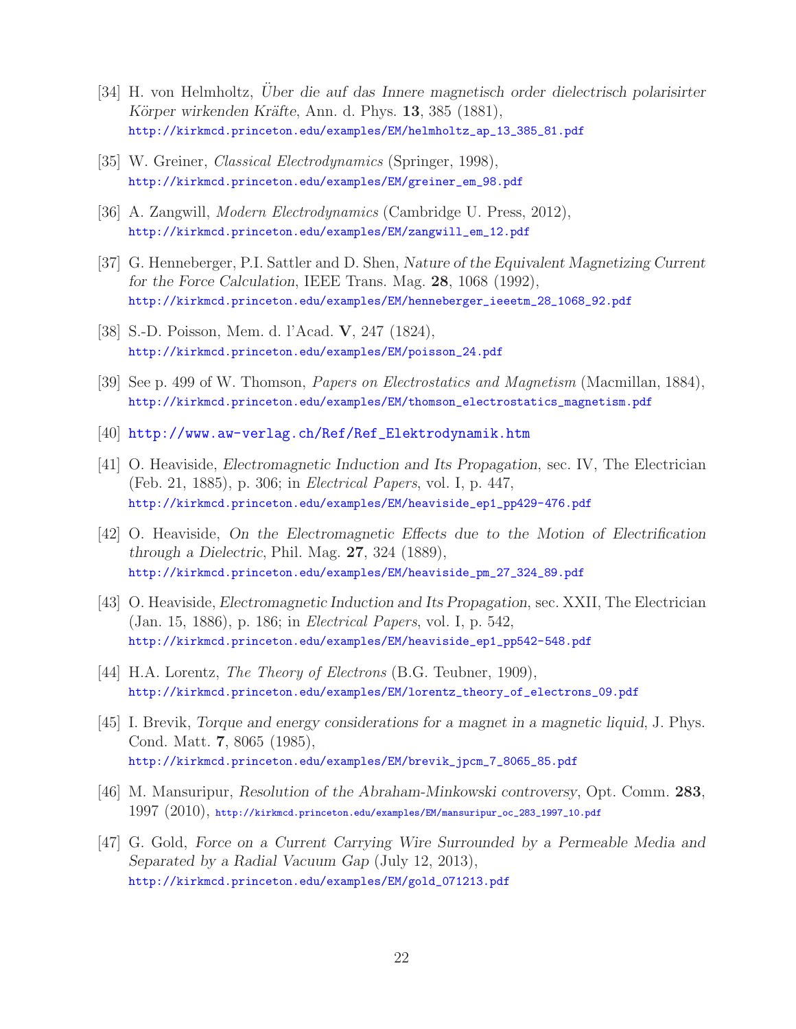[34] H. von Helmholtz, *Über die auf das Innere magnetisch order dielectrisch polarisirter Körper wirkenden Kräfte*, Ann. d. Phys. **13**, 385 (1881),
http://kirkmcd.princeton.edu/examples/EM/helmholtz_ap_13_385_81.pdf

[35] W. Greiner, *Classical Electrodynamics* (Springer, 1998),
http://kirkmcd.princeton.edu/examples/EM/greiner_em_98.pdf

[36] A. Zangwill, *Modern Electrodynamics* (Cambridge U. Press, 2012),
http://kirkmcd.princeton.edu/examples/EM/zangwill_em_12.pdf

[37] G. Henneberger, P.I. Sattler and D. Shen, *Nature of the Equivalent Magnetizing Current for the Force Calculation*, IEEE Trans. Mag. **28**, 1068 (1992),
http://kirkmcd.princeton.edu/examples/EM/henneberger_ieeetm_28_1068_92.pdf

[38] S.-D. Poisson, Mem. d. l'Acad. **V**, 247 (1824),
http://kirkmcd.princeton.edu/examples/EM/poisson_24.pdf

[39] See p. 499 of W. Thomson, *Papers on Electrostatics and Magnetism* (Macmillan, 1884),
http://kirkmcd.princeton.edu/examples/EM/thomson_electrostatics_magnetism.pdf

[40] http://www.aw-verlag.ch/Ref/Ref_Elektrodynamik.htm

[41] O. Heaviside, *Electromagnetic Induction and Its Propagation*, sec. IV, The Electrician (Feb. 21, 1885), p. 306; in *Electrical Papers*, vol. I, p. 447,
http://kirkmcd.princeton.edu/examples/EM/heaviside_ep1_pp429-476.pdf

[42] O. Heaviside, *On the Electromagnetic Effects due to the Motion of Electrification through a Dielectric*, Phil. Mag. **27**, 324 (1889),
http://kirkmcd.princeton.edu/examples/EM/heaviside_pm_27_324_89.pdf

[43] O. Heaviside, *Electromagnetic Induction and Its Propagation*, sec. XXII, The Electrician (Jan. 15, 1886), p. 186; in *Electrical Papers*, vol. I, p. 542,
http://kirkmcd.princeton.edu/examples/EM/heaviside_ep1_pp542-548.pdf

[44] H.A. Lorentz, *The Theory of Electrons* (B.G. Teubner, 1909),
http://kirkmcd.princeton.edu/examples/EM/lorentz_theory_of_electrons_09.pdf

[45] I. Brevik, *Torque and energy considerations for a magnet in a magnetic liquid*, J. Phys. Cond. Matt. **7**, 8065 (1985),
http://kirkmcd.princeton.edu/examples/EM/brevik_jpcm_7_8065_85.pdf

[46] M. Mansuripur, *Resolution of the Abraham-Minkowski controversy*, Opt. Comm. **283**, 1997 (2010), http://kirkmcd.princeton.edu/examples/EM/mansuripur_oc_283_1997_10.pdf

[47] G. Gold, *Force on a Current Carrying Wire Surrounded by a Permeable Media and Separated by a Radial Vacuum Gap* (July 12, 2013),
http://kirkmcd.princeton.edu/examples/EM/gold_071213.pdf